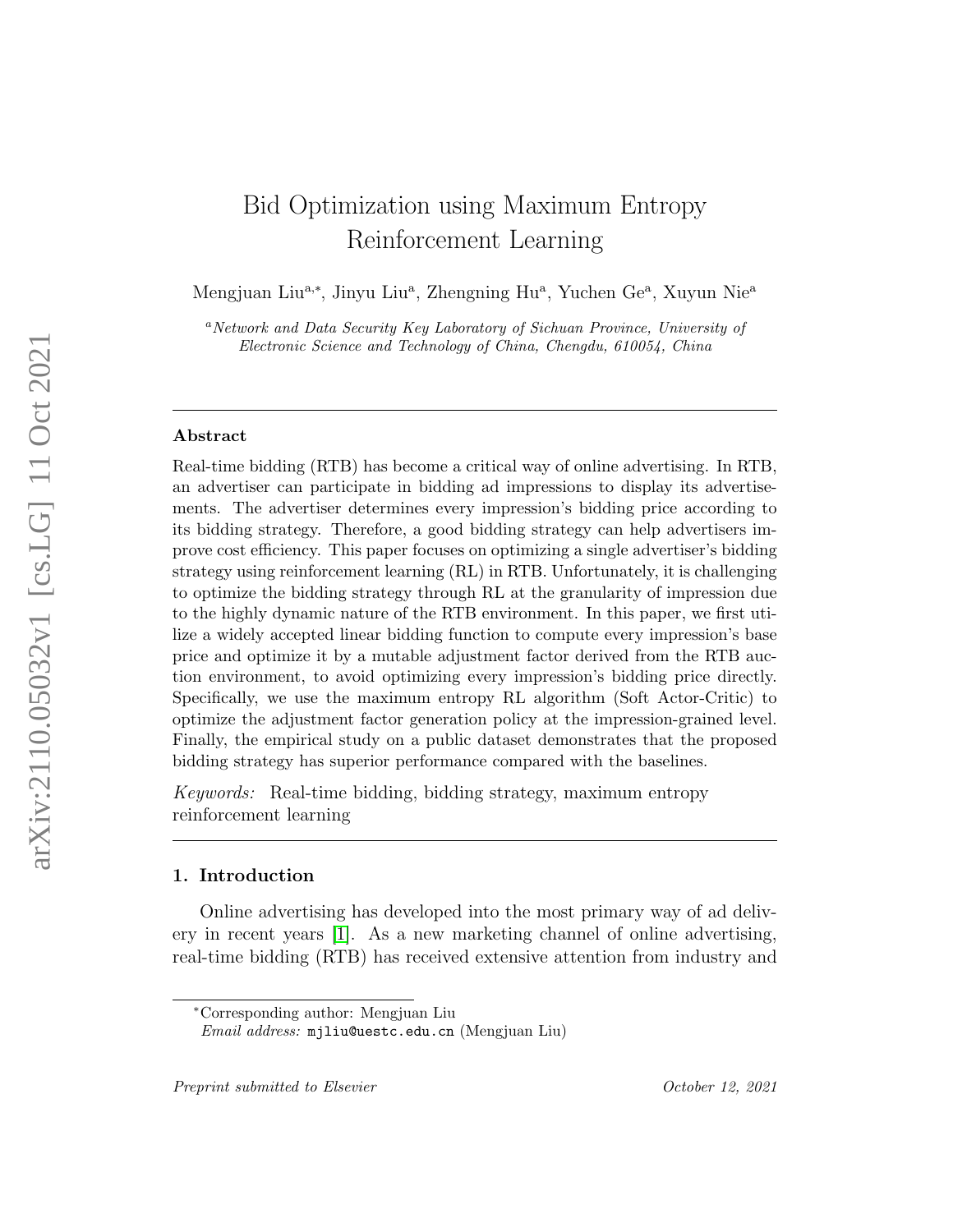# Bid Optimization using Maximum Entropy Reinforcement Learning

Mengjuan Liu[a,*], Jinyu Liu[a], Zhengning Hu[a], Yuchen Ge[a], Xuyun Nie[a]

[a] *Network and Data Security Key Laboratory of Sichuan Province, University of Electronic Science and Technology of China, Chengdu, 610054, China*

---

**Abstract**

Real-time bidding (RTB) has become a critical way of online advertising. In RTB, an advertiser can participate in bidding ad impressions to display its advertisements. The advertiser determines every impression's bidding price according to its bidding strategy. Therefore, a good bidding strategy can help advertisers improve cost efficiency. This paper focuses on optimizing a single advertiser's bidding strategy using reinforcement learning (RL) in RTB. Unfortunately, it is challenging to optimize the bidding strategy through RL at the granularity of impression due to the highly dynamic nature of the RTB environment. In this paper, we first utilize a widely accepted linear bidding function to compute every impression's base price and optimize it by a mutable adjustment factor derived from the RTB auction environment, to avoid optimizing every impression's bidding price directly. Specifically, we use the maximum entropy RL algorithm (Soft Actor-Critic) to optimize the adjustment factor generation policy at the impression-grained level. Finally, the empirical study on a public dataset demonstrates that the proposed bidding strategy has superior performance compared with the baselines.

*Keywords:* Real-time bidding, bidding strategy, maximum entropy reinforcement learning

---

## 1. Introduction

Online advertising has developed into the most primary way of ad delivery in recent years [1]. As a new marketing channel of online advertising, real-time bidding (RTB) has received extensive attention from industry and

*Corresponding author: Mengjuan Liu
*Email address:* mjliu@uestc.edu.cn (Mengjuan Liu)

*Preprint submitted to Elsevier* October 12, 2021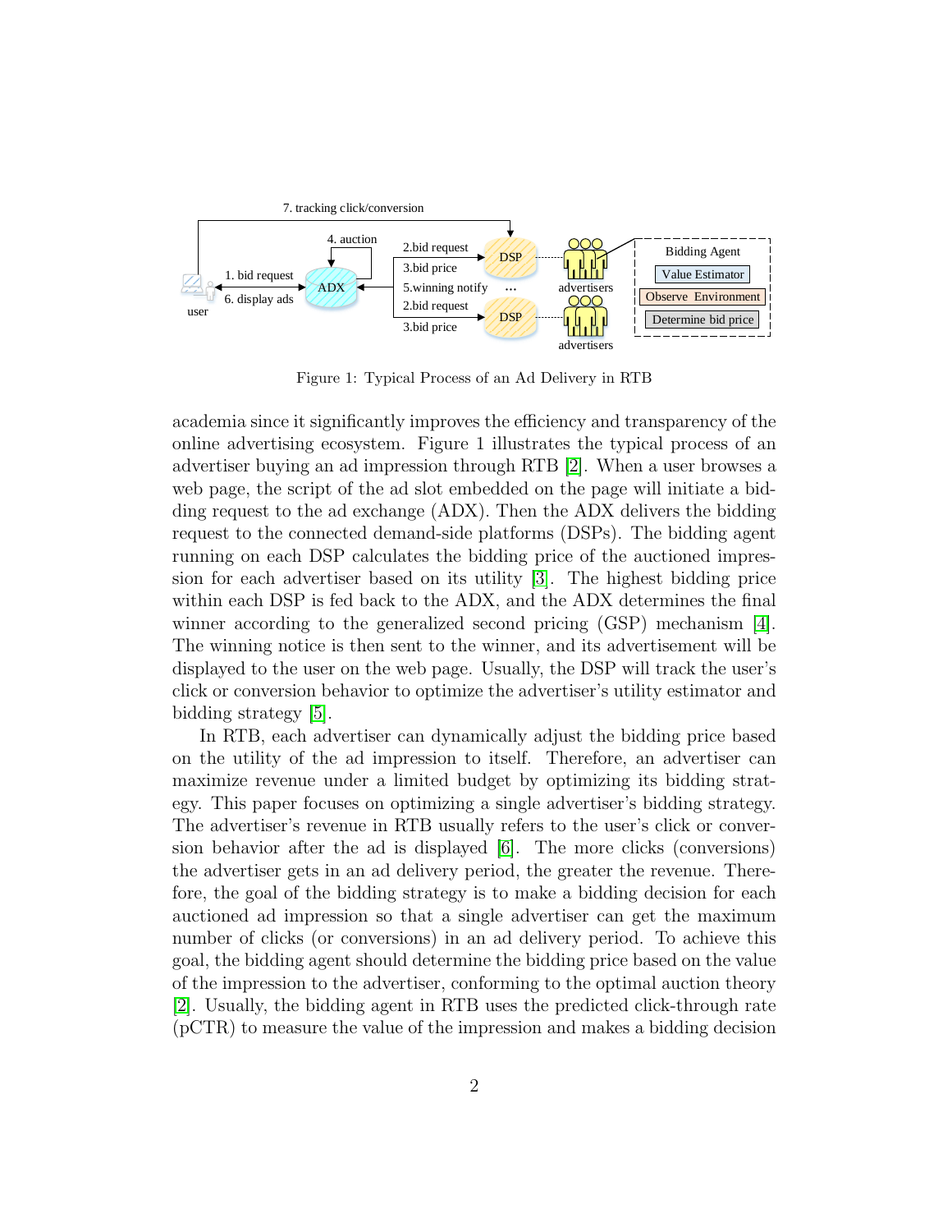Figure 1: Typical Process of an Ad Delivery in RTB

academia since it significantly improves the efficiency and transparency of the online advertising ecosystem. Figure 1 illustrates the typical process of an advertiser buying an ad impression through RTB [2]. When a user browses a web page, the script of the ad slot embedded on the page will initiate a bidding request to the ad exchange (ADX). Then the ADX delivers the bidding request to the connected demand-side platforms (DSPs). The bidding agent running on each DSP calculates the bidding price of the auctioned impression for each advertiser based on its utility [3]. The highest bidding price within each DSP is fed back to the ADX, and the ADX determines the final winner according to the generalized second pricing (GSP) mechanism [4]. The winning notice is then sent to the winner, and its advertisement will be displayed to the user on the web page. Usually, the DSP will track the user's click or conversion behavior to optimize the advertiser's utility estimator and bidding strategy [5].

In RTB, each advertiser can dynamically adjust the bidding price based on the utility of the ad impression to itself. Therefore, an advertiser can maximize revenue under a limited budget by optimizing its bidding strategy. This paper focuses on optimizing a single advertiser's bidding strategy. The advertiser's revenue in RTB usually refers to the user's click or conversion behavior after the ad is displayed [6]. The more clicks (conversions) the advertiser gets in an ad delivery period, the greater the revenue. Therefore, the goal of the bidding strategy is to make a bidding decision for each auctioned ad impression so that a single advertiser can get the maximum number of clicks (or conversions) in an ad delivery period. To achieve this goal, the bidding agent should determine the bidding price based on the value of the impression to the advertiser, conforming to the optimal auction theory [2]. Usually, the bidding agent in RTB uses the predicted click-through rate (pCTR) to measure the value of the impression and makes a bidding decision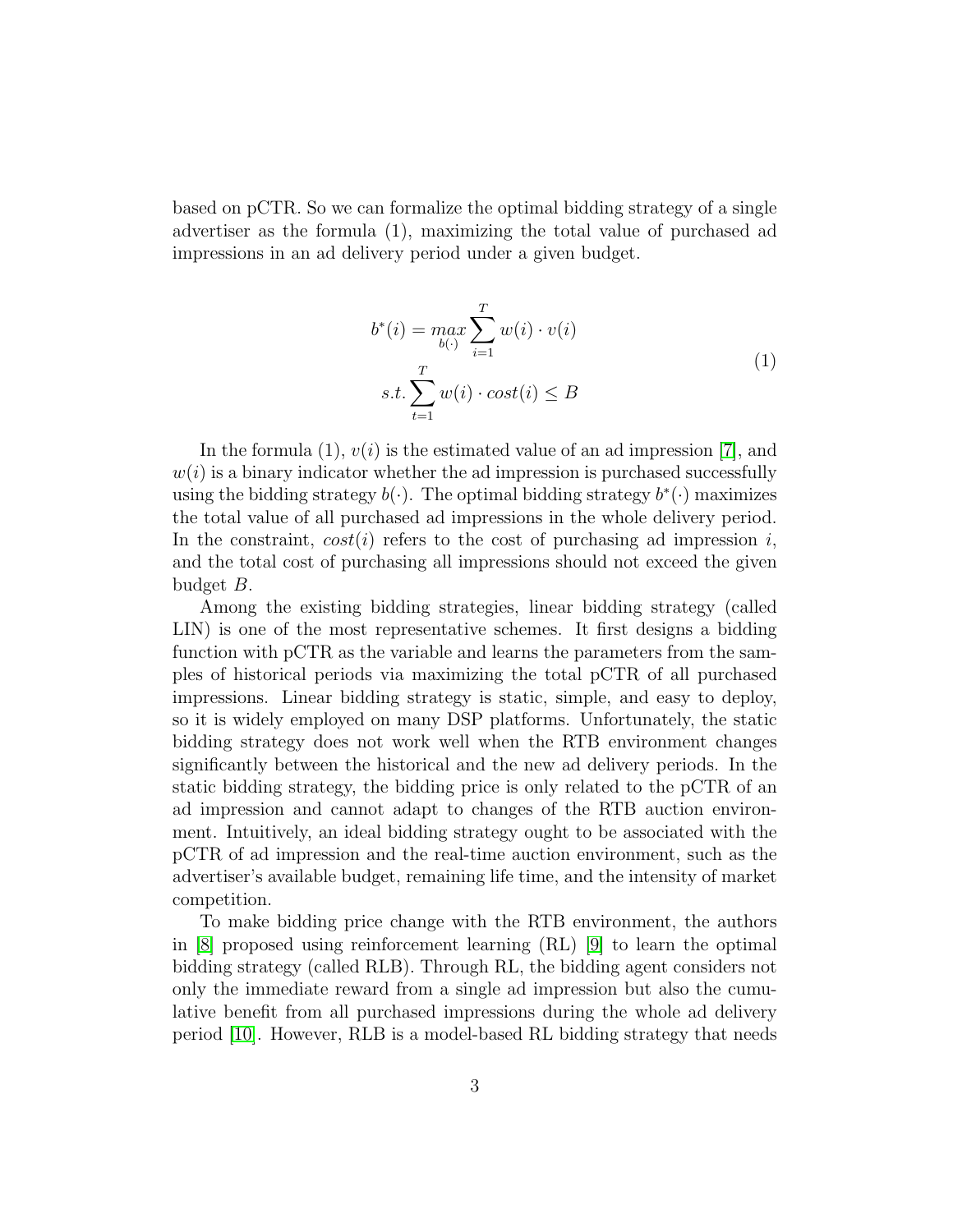based on pCTR. So we can formalize the optimal bidding strategy of a single advertiser as the formula (1), maximizing the total value of purchased ad impressions in an ad delivery period under a given budget.

$$
\begin{aligned}
b^*(i) &= \max_{b(\cdot)} \sum_{i=1}^{T} w(i) \cdot v(i) \\
s.t. &\sum_{t=1}^{T} w(i) \cdot cost(i) \leq B
\end{aligned}
\tag{1}
$$

In the formula (1), $v(i)$ is the estimated value of an ad impression [7], and $w(i)$ is a binary indicator whether the ad impression is purchased successfully using the bidding strategy $b(\cdot)$. The optimal bidding strategy $b^*(\cdot)$ maximizes the total value of all purchased ad impressions in the whole delivery period. In the constraint, $cost(i)$ refers to the cost of purchasing ad impression $i$, and the total cost of purchasing all impressions should not exceed the given budget $B$.

Among the existing bidding strategies, linear bidding strategy (called LIN) is one of the most representative schemes. It first designs a bidding function with pCTR as the variable and learns the parameters from the samples of historical periods via maximizing the total pCTR of all purchased impressions. Linear bidding strategy is static, simple, and easy to deploy, so it is widely employed on many DSP platforms. Unfortunately, the static bidding strategy does not work well when the RTB environment changes significantly between the historical and the new ad delivery periods. In the static bidding strategy, the bidding price is only related to the pCTR of an ad impression and cannot adapt to changes of the RTB auction environment. Intuitively, an ideal bidding strategy ought to be associated with the pCTR of ad impression and the real-time auction environment, such as the advertiser's available budget, remaining life time, and the intensity of market competition.

To make bidding price change with the RTB environment, the authors in [8] proposed using reinforcement learning (RL) [9] to learn the optimal bidding strategy (called RLB). Through RL, the bidding agent considers not only the immediate reward from a single ad impression but also the cumulative benefit from all purchased impressions during the whole ad delivery period [10]. However, RLB is a model-based RL bidding strategy that needs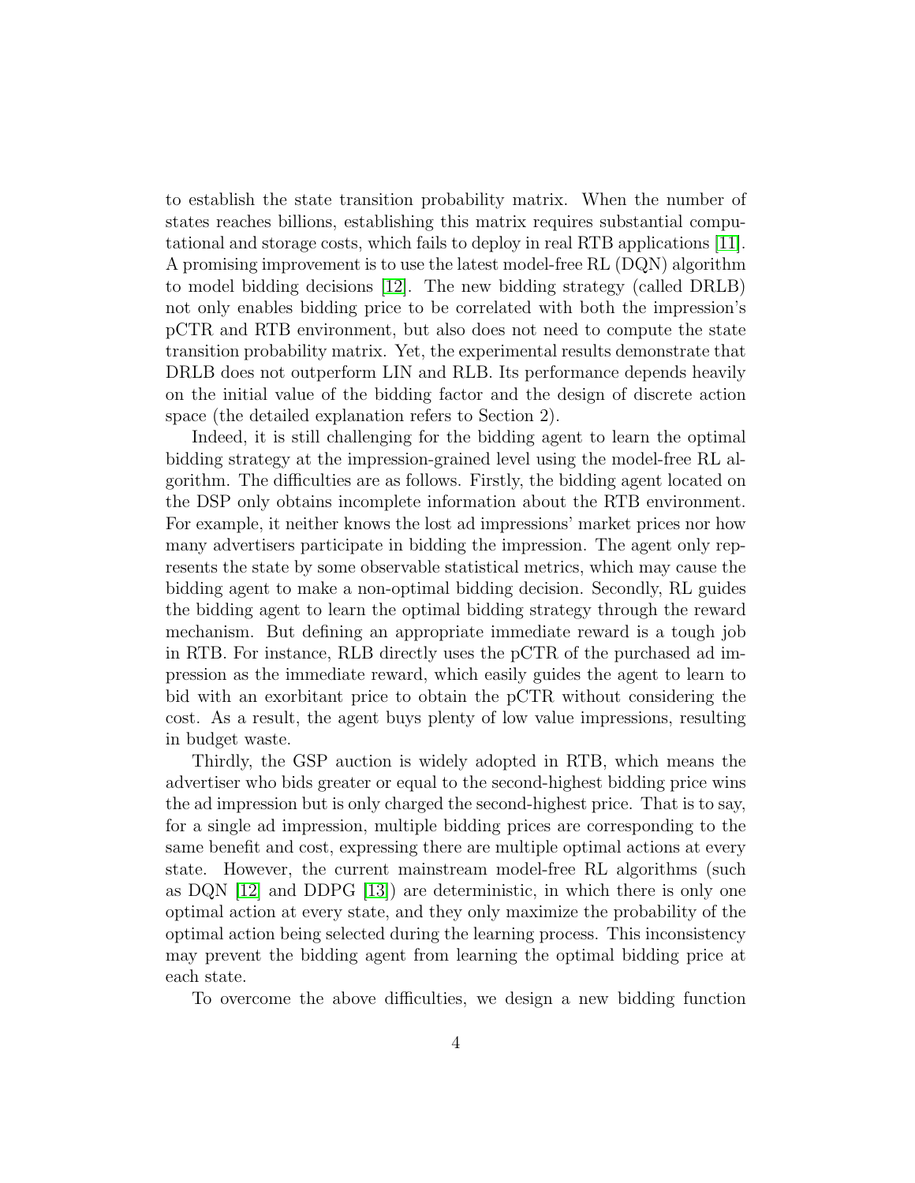to establish the state transition probability matrix. When the number of states reaches billions, establishing this matrix requires substantial computational and storage costs, which fails to deploy in real RTB applications [11]. A promising improvement is to use the latest model-free RL (DQN) algorithm to model bidding decisions [12]. The new bidding strategy (called DRLB) not only enables bidding price to be correlated with both the impression's pCTR and RTB environment, but also does not need to compute the state transition probability matrix. Yet, the experimental results demonstrate that DRLB does not outperform LIN and RLB. Its performance depends heavily on the initial value of the bidding factor and the design of discrete action space (the detailed explanation refers to Section 2).

Indeed, it is still challenging for the bidding agent to learn the optimal bidding strategy at the impression-grained level using the model-free RL algorithm. The difficulties are as follows. Firstly, the bidding agent located on the DSP only obtains incomplete information about the RTB environment. For example, it neither knows the lost ad impressions' market prices nor how many advertisers participate in bidding the impression. The agent only represents the state by some observable statistical metrics, which may cause the bidding agent to make a non-optimal bidding decision. Secondly, RL guides the bidding agent to learn the optimal bidding strategy through the reward mechanism. But defining an appropriate immediate reward is a tough job in RTB. For instance, RLB directly uses the pCTR of the purchased ad impression as the immediate reward, which easily guides the agent to learn to bid with an exorbitant price to obtain the pCTR without considering the cost. As a result, the agent buys plenty of low value impressions, resulting in budget waste.

Thirdly, the GSP auction is widely adopted in RTB, which means the advertiser who bids greater or equal to the second-highest bidding price wins the ad impression but is only charged the second-highest price. That is to say, for a single ad impression, multiple bidding prices are corresponding to the same benefit and cost, expressing there are multiple optimal actions at every state. However, the current mainstream model-free RL algorithms (such as DQN [12] and DDPG [13]) are deterministic, in which there is only one optimal action at every state, and they only maximize the probability of the optimal action being selected during the learning process. This inconsistency may prevent the bidding agent from learning the optimal bidding price at each state.

To overcome the above difficulties, we design a new bidding function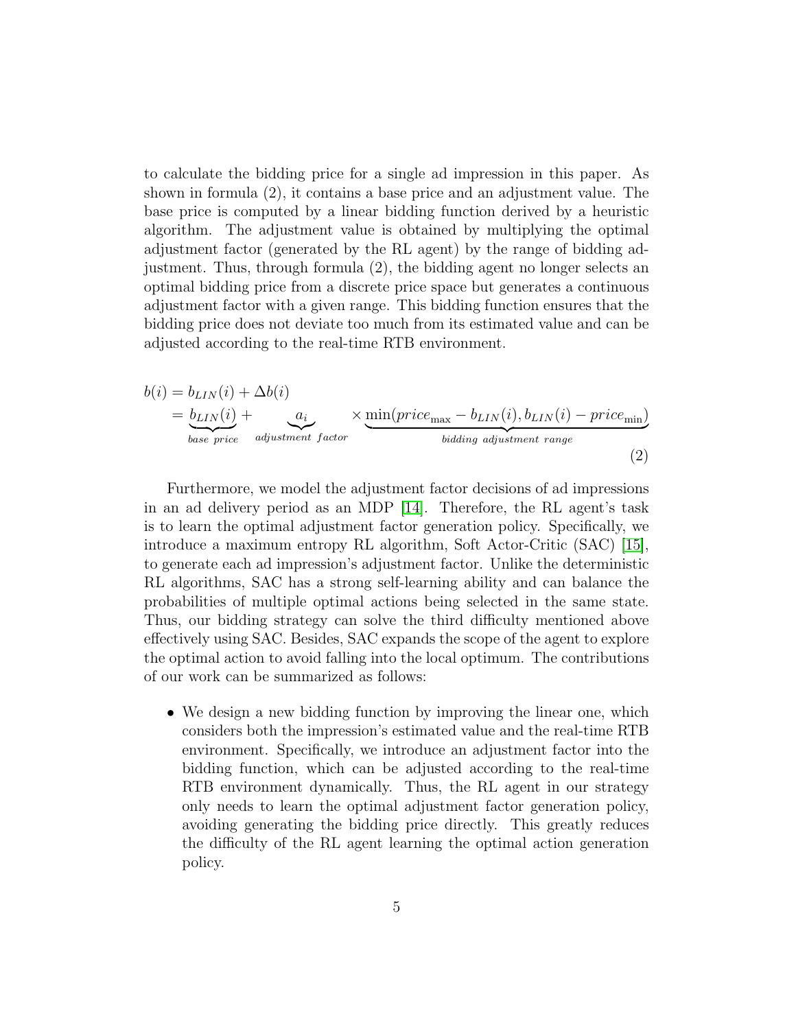to calculate the bidding price for a single ad impression in this paper. As shown in formula (2), it contains a base price and an adjustment value. The base price is computed by a linear bidding function derived by a heuristic algorithm. The adjustment value is obtained by multiplying the optimal adjustment factor (generated by the RL agent) by the range of bidding adjustment. Thus, through formula (2), the bidding agent no longer selects an optimal bidding price from a discrete price space but generates a continuous adjustment factor with a given range. This bidding function ensures that the bidding price does not deviate too much from its estimated value and can be adjusted according to the real-time RTB environment.

$$
\begin{aligned}
b(i) &= b_{LIN}(i) + \Delta b(i) \\
&= \underbrace{b_{LIN}(i)}_{base\ price} + \underbrace{a_i}_{adjustment\ factor} \times \underbrace{\min(price_{\max} - b_{LIN}(i), b_{LIN}(i) - price_{\min})}_{bidding\ adjustment\ range}
\end{aligned}
\tag{2}
$$

Furthermore, we model the adjustment factor decisions of ad impressions in an ad delivery period as an MDP [14]. Therefore, the RL agent's task is to learn the optimal adjustment factor generation policy. Specifically, we introduce a maximum entropy RL algorithm, Soft Actor-Critic (SAC) [15], to generate each ad impression's adjustment factor. Unlike the deterministic RL algorithms, SAC has a strong self-learning ability and can balance the probabilities of multiple optimal actions being selected in the same state. Thus, our bidding strategy can solve the third difficulty mentioned above effectively using SAC. Besides, SAC expands the scope of the agent to explore the optimal action to avoid falling into the local optimum. The contributions of our work can be summarized as follows:

- We design a new bidding function by improving the linear one, which considers both the impression's estimated value and the real-time RTB environment. Specifically, we introduce an adjustment factor into the bidding function, which can be adjusted according to the real-time RTB environment dynamically. Thus, the RL agent in our strategy only needs to learn the optimal adjustment factor generation policy, avoiding generating the bidding price directly. This greatly reduces the difficulty of the RL agent learning the optimal action generation policy.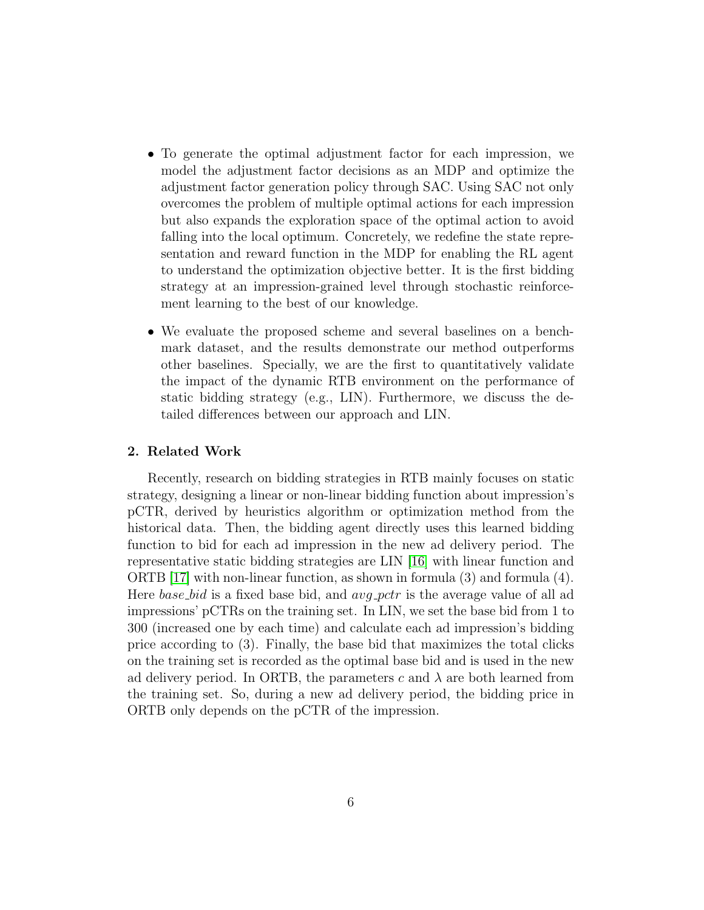- To generate the optimal adjustment factor for each impression, we model the adjustment factor decisions as an MDP and optimize the adjustment factor generation policy through SAC. Using SAC not only overcomes the problem of multiple optimal actions for each impression but also expands the exploration space of the optimal action to avoid falling into the local optimum. Concretely, we redefine the state representation and reward function in the MDP for enabling the RL agent to understand the optimization objective better. It is the first bidding strategy at an impression-grained level through stochastic reinforcement learning to the best of our knowledge.

- We evaluate the proposed scheme and several baselines on a benchmark dataset, and the results demonstrate our method outperforms other baselines. Specially, we are the first to quantitatively validate the impact of the dynamic RTB environment on the performance of static bidding strategy (e.g., LIN). Furthermore, we discuss the detailed differences between our approach and LIN.

## 2. Related Work

Recently, research on bidding strategies in RTB mainly focuses on static strategy, designing a linear or non-linear bidding function about impression's pCTR, derived by heuristics algorithm or optimization method from the historical data. Then, the bidding agent directly uses this learned bidding function to bid for each ad impression in the new ad delivery period. The representative static bidding strategies are LIN [16] with linear function and ORTB [17] with non-linear function, as shown in formula (3) and formula (4). Here *base_bid* is a fixed base bid, and *avg_pctr* is the average value of all ad impressions' pCTRs on the training set. In LIN, we set the base bid from 1 to 300 (increased one by each time) and calculate each ad impression's bidding price according to (3). Finally, the base bid that maximizes the total clicks on the training set is recorded as the optimal base bid and is used in the new ad delivery period. In ORTB, the parameters $c$ and $\lambda$ are both learned from the training set. So, during a new ad delivery period, the bidding price in ORTB only depends on the pCTR of the impression.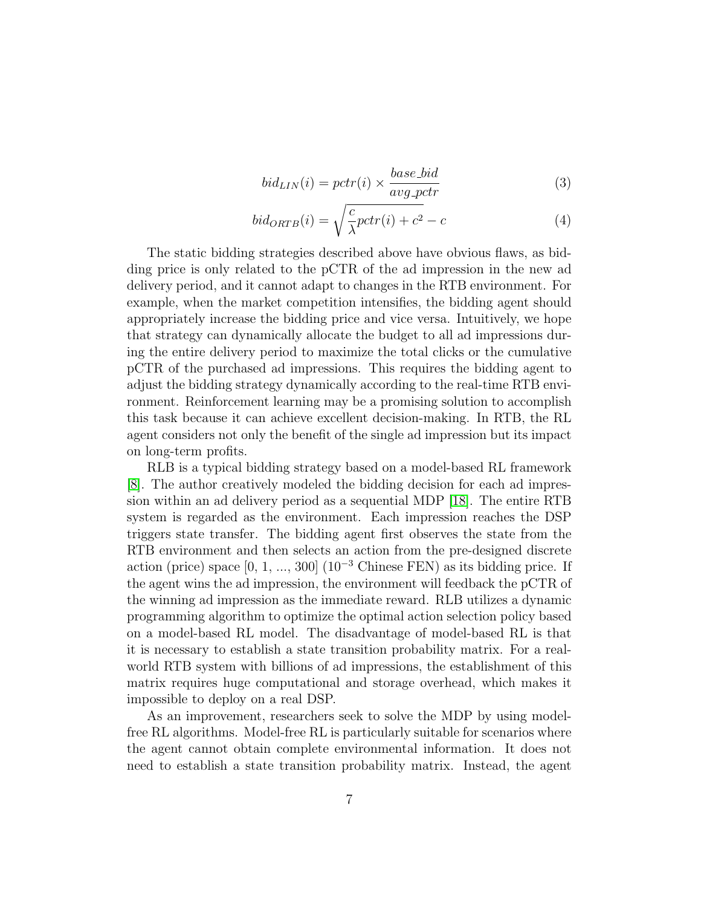$$bid_{LIN}(i) = pctr(i) \times \frac{base\_bid}{avg\_pctr} \tag{3}$$

$$bid_{ORTB}(i) = \sqrt{\frac{c}{\lambda} pctr(i) + c^2} - c \tag{4}$$

The static bidding strategies described above have obvious flaws, as bidding price is only related to the pCTR of the ad impression in the new ad delivery period, and it cannot adapt to changes in the RTB environment. For example, when the market competition intensifies, the bidding agent should appropriately increase the bidding price and vice versa. Intuitively, we hope that strategy can dynamically allocate the budget to all ad impressions during the entire delivery period to maximize the total clicks or the cumulative pCTR of the purchased ad impressions. This requires the bidding agent to adjust the bidding strategy dynamically according to the real-time RTB environment. Reinforcement learning may be a promising solution to accomplish this task because it can achieve excellent decision-making. In RTB, the RL agent considers not only the benefit of the single ad impression but its impact on long-term profits.

RLB is a typical bidding strategy based on a model-based RL framework [8]. The author creatively modeled the bidding decision for each ad impression within an ad delivery period as a sequential MDP [18]. The entire RTB system is regarded as the environment. Each impression reaches the DSP triggers state transfer. The bidding agent first observes the state from the RTB environment and then selects an action from the pre-designed discrete action (price) space [0, 1, ..., 300] ($10^{-3}$ Chinese FEN) as its bidding price. If the agent wins the ad impression, the environment will feedback the pCTR of the winning ad impression as the immediate reward. RLB utilizes a dynamic programming algorithm to optimize the optimal action selection policy based on a model-based RL model. The disadvantage of model-based RL is that it is necessary to establish a state transition probability matrix. For a real-world RTB system with billions of ad impressions, the establishment of this matrix requires huge computational and storage overhead, which makes it impossible to deploy on a real DSP.

As an improvement, researchers seek to solve the MDP by using model-free RL algorithms. Model-free RL is particularly suitable for scenarios where the agent cannot obtain complete environmental information. It does not need to establish a state transition probability matrix. Instead, the agent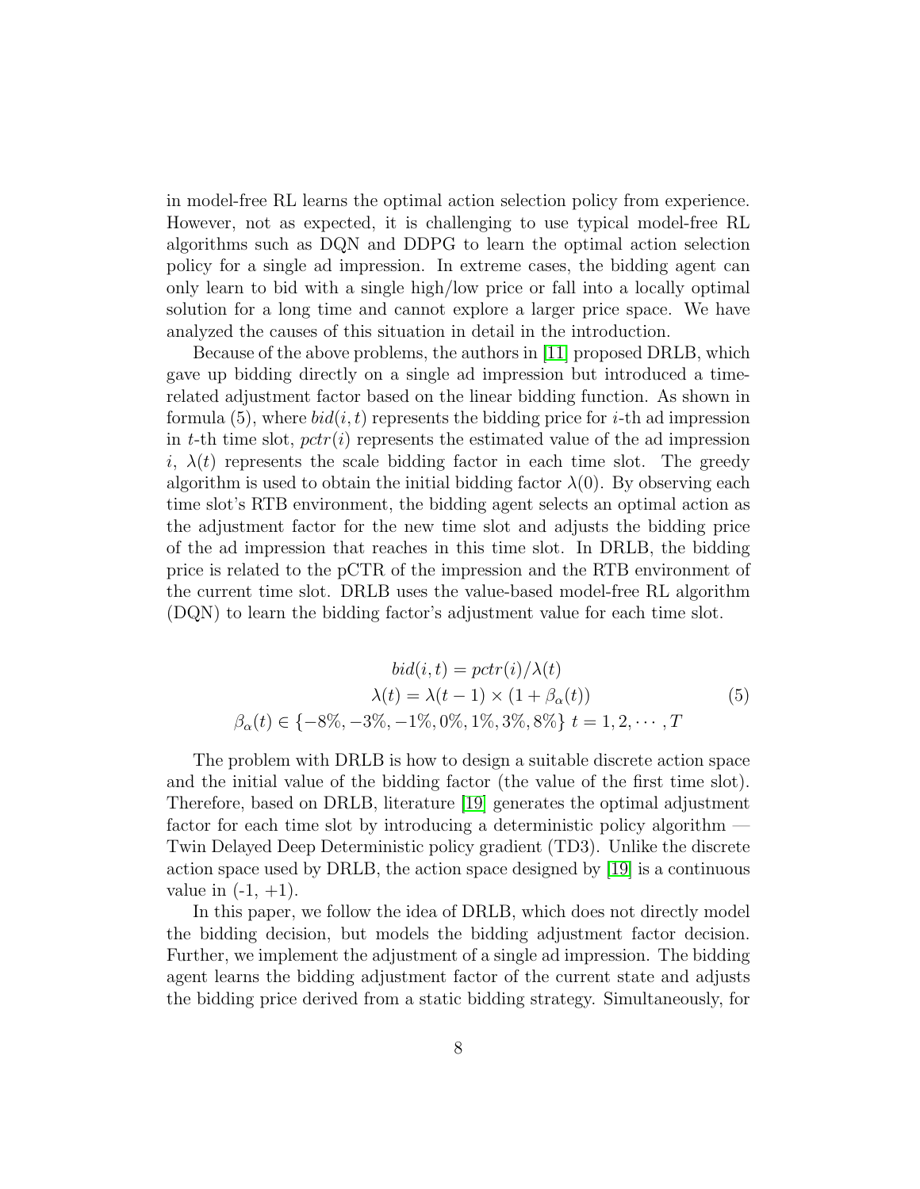in model-free RL learns the optimal action selection policy from experience. However, not as expected, it is challenging to use typical model-free RL algorithms such as DQN and DDPG to learn the optimal action selection policy for a single ad impression. In extreme cases, the bidding agent can only learn to bid with a single high/low price or fall into a locally optimal solution for a long time and cannot explore a larger price space. We have analyzed the causes of this situation in detail in the introduction.

Because of the above problems, the authors in [11] proposed DRLB, which gave up bidding directly on a single ad impression but introduced a time-related adjustment factor based on the linear bidding function. As shown in formula (5), where $bid(i,t)$ represents the bidding price for $i$-th ad impression in $t$-th time slot, $pctr(i)$ represents the estimated value of the ad impression $i$, $\lambda(t)$ represents the scale bidding factor in each time slot. The greedy algorithm is used to obtain the initial bidding factor $\lambda(0)$. By observing each time slot's RTB environment, the bidding agent selects an optimal action as the adjustment factor for the new time slot and adjusts the bidding price of the ad impression that reaches in this time slot. In DRLB, the bidding price is related to the pCTR of the impression and the RTB environment of the current time slot. DRLB uses the value-based model-free RL algorithm (DQN) to learn the bidding factor's adjustment value for each time slot.

$$
\begin{gathered}
bid(i,t) = pctr(i)/\lambda(t) \\
\lambda(t) = \lambda(t-1) \times (1 + \beta_{\alpha}(t)) \\
\beta_{\alpha}(t) \in \{-8\%, -3\%, -1\%, 0\%, 1\%, 3\%, 8\%\} \; t = 1, 2, \cdots, T
\end{gathered}
\tag{5}
$$

The problem with DRLB is how to design a suitable discrete action space and the initial value of the bidding factor (the value of the first time slot). Therefore, based on DRLB, literature [19] generates the optimal adjustment factor for each time slot by introducing a deterministic policy algorithm — Twin Delayed Deep Deterministic policy gradient (TD3). Unlike the discrete action space used by DRLB, the action space designed by [19] is a continuous value in (-1, +1).

In this paper, we follow the idea of DRLB, which does not directly model the bidding decision, but models the bidding adjustment factor decision. Further, we implement the adjustment of a single ad impression. The bidding agent learns the bidding adjustment factor of the current state and adjusts the bidding price derived from a static bidding strategy. Simultaneously, for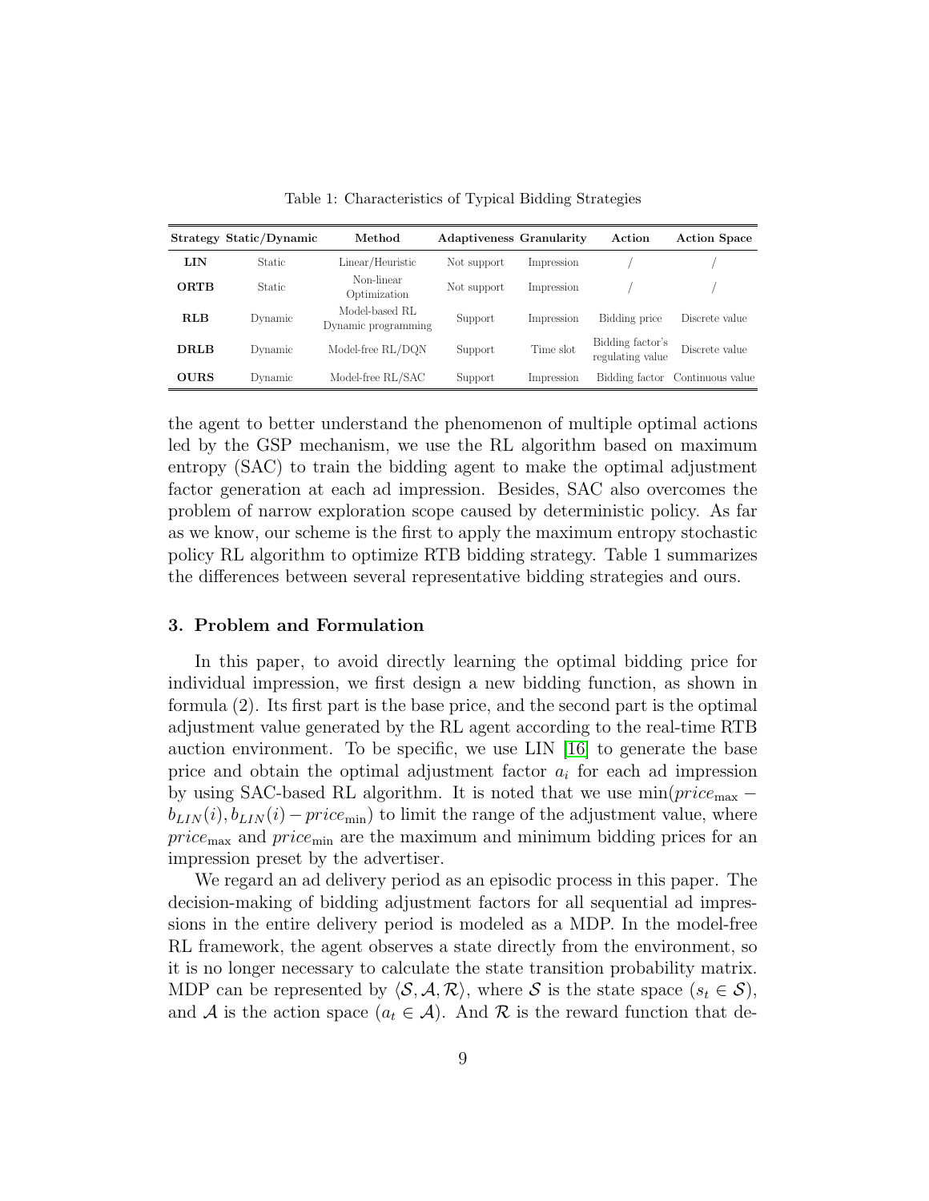Table 1: Characteristics of Typical Bidding Strategies

| Strategy | Static/Dynamic | Method | Adaptiveness | Granularity | Action | Action Space |
|---|---|---|---|---|---|---|
| **LIN** | Static | Linear/Heuristic | Not support | Impression | / | / |
| **ORTB** | Static | Non-linear Optimization | Not support | Impression | / | / |
| **RLB** | Dynamic | Model-based RL Dynamic programming | Support | Impression | Bidding price | Discrete value |
| **DRLB** | Dynamic | Model-free RL/DQN | Support | Time slot | Bidding factor's regulating value | Discrete value |
| **OURS** | Dynamic | Model-free RL/SAC | Support | Impression | Bidding factor | Continuous value |

the agent to better understand the phenomenon of multiple optimal actions led by the GSP mechanism, we use the RL algorithm based on maximum entropy (SAC) to train the bidding agent to make the optimal adjustment factor generation at each ad impression. Besides, SAC also overcomes the problem of narrow exploration scope caused by deterministic policy. As far as we know, our scheme is the first to apply the maximum entropy stochastic policy RL algorithm to optimize RTB bidding strategy. Table 1 summarizes the differences between several representative bidding strategies and ours.

## 3. Problem and Formulation

In this paper, to avoid directly learning the optimal bidding price for individual impression, we first design a new bidding function, as shown in formula (2). Its first part is the base price, and the second part is the optimal adjustment value generated by the RL agent according to the real-time RTB auction environment. To be specific, we use LIN [16] to generate the base price and obtain the optimal adjustment factor $a_i$ for each ad impression by using SAC-based RL algorithm. It is noted that we use $\min(price_{\max} - b_{LIN}(i), b_{LIN}(i) - price_{\min})$ to limit the range of the adjustment value, where $price_{\max}$ and $price_{\min}$ are the maximum and minimum bidding prices for an impression preset by the advertiser.

We regard an ad delivery period as an episodic process in this paper. The decision-making of bidding adjustment factors for all sequential ad impressions in the entire delivery period is modeled as a MDP. In the model-free RL framework, the agent observes a state directly from the environment, so it is no longer necessary to calculate the state transition probability matrix. MDP can be represented by $\langle \mathcal{S}, \mathcal{A}, \mathcal{R} \rangle$, where $\mathcal{S}$ is the state space ($s_t \in \mathcal{S}$), and $\mathcal{A}$ is the action space ($a_t \in \mathcal{A}$). And $\mathcal{R}$ is the reward function that de-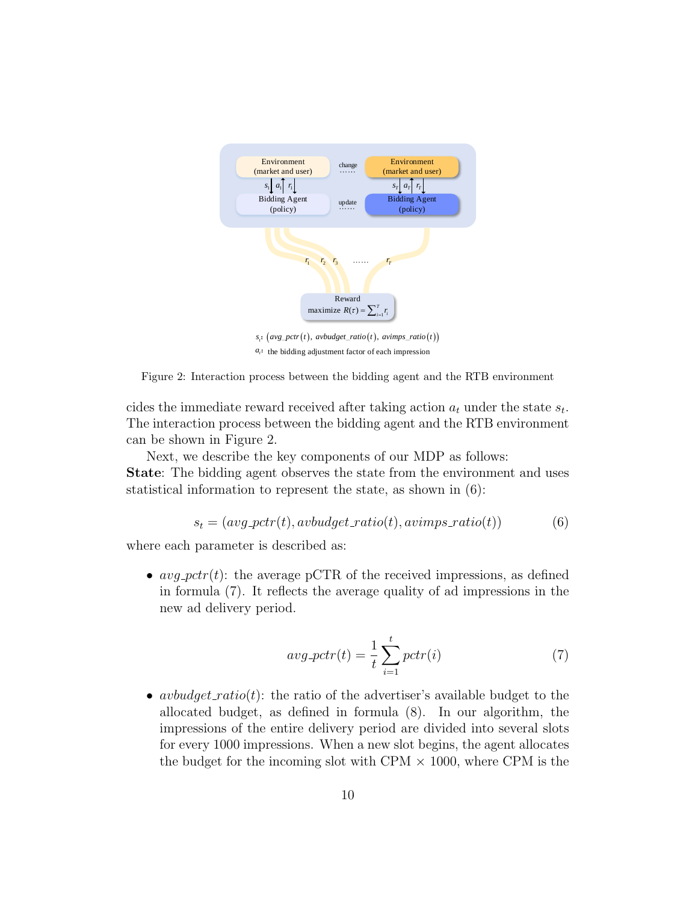Figure 2: Interaction process between the bidding agent and the RTB environment

cides the immediate reward received after taking action $a_t$ under the state $s_t$. The interaction process between the bidding agent and the RTB environment can be shown in Figure 2.

Next, we describe the key components of our MDP as follows:

**State**: The bidding agent observes the state from the environment and uses statistical information to represent the state, as shown in (6):

$$s_t = (avg\_pctr(t), avbudget\_ratio(t), avimps\_ratio(t)) \tag{6}$$

where each parameter is described as:

- $avg\_pctr(t)$: the average pCTR of the received impressions, as defined in formula (7). It reflects the average quality of ad impressions in the new ad delivery period.

$$avg\_pctr(t) = \frac{1}{t}\sum_{i=1}^{t} pctr(i) \tag{7}$$

- $avbudget\_ratio(t)$: the ratio of the advertiser's available budget to the allocated budget, as defined in formula (8). In our algorithm, the impressions of the entire delivery period are divided into several slots for every 1000 impressions. When a new slot begins, the agent allocates the budget for the incoming slot with CPM $\times$ 1000, where CPM is the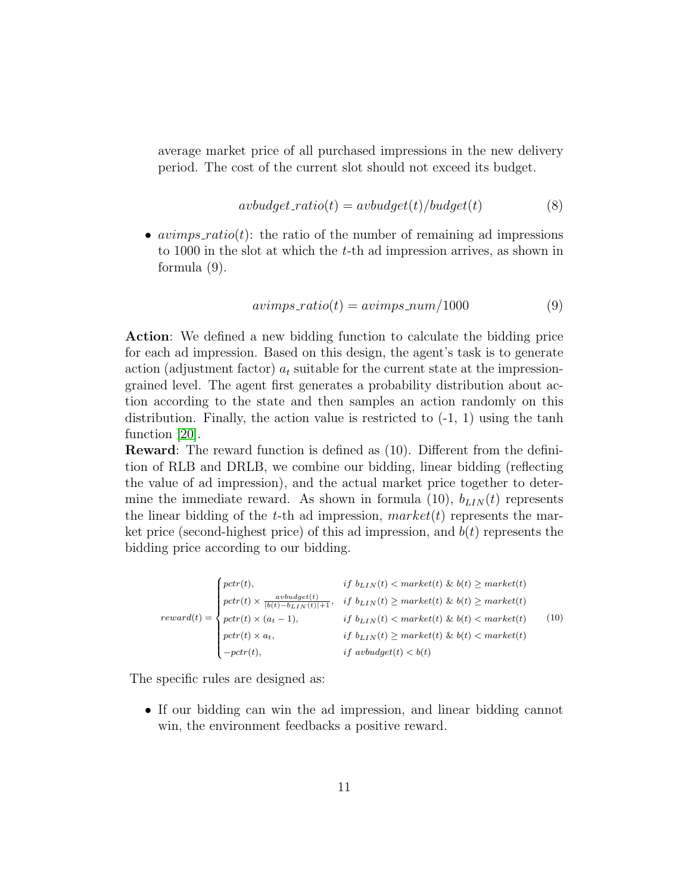average market price of all purchased impressions in the new delivery period. The cost of the current slot should not exceed its budget.

$$avbudget\_ratio(t) = avbudget(t)/budget(t) \tag{8}$$

- $avimps\_ratio(t)$: the ratio of the number of remaining ad impressions to 1000 in the slot at which the $t$-th ad impression arrives, as shown in formula (9).

$$avimps\_ratio(t) = avimps\_num/1000 \tag{9}$$

**Action**: We defined a new bidding function to calculate the bidding price for each ad impression. Based on this design, the agent's task is to generate action (adjustment factor) $a_t$ suitable for the current state at the impression-grained level. The agent first generates a probability distribution about action according to the state and then samples an action randomly on this distribution. Finally, the action value is restricted to (-1, 1) using the tanh function [20].

**Reward**: The reward function is defined as (10). Different from the definition of RLB and DRLB, we combine our bidding, linear bidding (reflecting the value of ad impression), and the actual market price together to determine the immediate reward. As shown in formula (10), $b_{LIN}(t)$ represents the linear bidding of the $t$-th ad impression, $market(t)$ represents the market price (second-highest price) of this ad impression, and $b(t)$ represents the bidding price according to our bidding.

$$reward(t) = \begin{cases} pctr(t), & if\ b_{LIN}(t) < market(t)\ \&\ b(t) \geq market(t) \\ pctr(t) \times \frac{avbudget(t)}{|b(t) - b_{LIN}(t)|+1}, & if\ b_{LIN}(t) \geq market(t)\ \&\ b(t) \geq market(t) \\ pctr(t) \times (a_t - 1), & if\ b_{LIN}(t) < market(t)\ \&\ b(t) < market(t) \\ pctr(t) \times a_t, & if\ b_{LIN}(t) \geq market(t)\ \&\ b(t) < market(t) \\ -pctr(t), & if\ avbudget(t) < b(t) \end{cases} \tag{10}$$

The specific rules are designed as:

- If our bidding can win the ad impression, and linear bidding cannot win, the environment feedbacks a positive reward.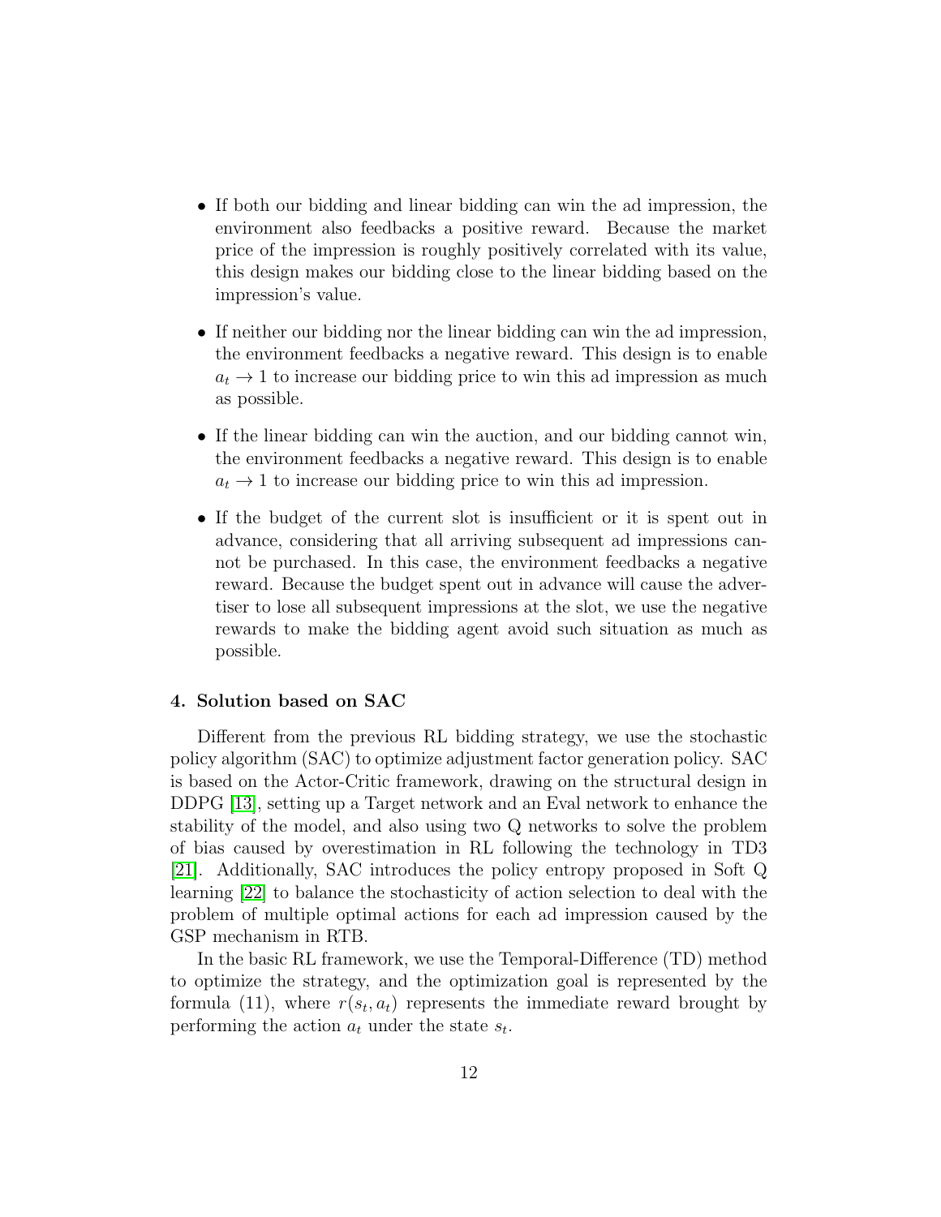- If both our bidding and linear bidding can win the ad impression, the environment also feedbacks a positive reward. Because the market price of the impression is roughly positively correlated with its value, this design makes our bidding close to the linear bidding based on the impression's value.

- If neither our bidding nor the linear bidding can win the ad impression, the environment feedbacks a negative reward. This design is to enable $a_t \to 1$ to increase our bidding price to win this ad impression as much as possible.

- If the linear bidding can win the auction, and our bidding cannot win, the environment feedbacks a negative reward. This design is to enable $a_t \to 1$ to increase our bidding price to win this ad impression.

- If the budget of the current slot is insufficient or it is spent out in advance, considering that all arriving subsequent ad impressions cannot be purchased. In this case, the environment feedbacks a negative reward. Because the budget spent out in advance will cause the advertiser to lose all subsequent impressions at the slot, we use the negative rewards to make the bidding agent avoid such situation as much as possible.

#### 4. Solution based on SAC

Different from the previous RL bidding strategy, we use the stochastic policy algorithm (SAC) to optimize adjustment factor generation policy. SAC is based on the Actor-Critic framework, drawing on the structural design in DDPG [13], setting up a Target network and an Eval network to enhance the stability of the model, and also using two Q networks to solve the problem of bias caused by overestimation in RL following the technology in TD3 [21]. Additionally, SAC introduces the policy entropy proposed in Soft Q learning [22] to balance the stochasticity of action selection to deal with the problem of multiple optimal actions for each ad impression caused by the GSP mechanism in RTB.

In the basic RL framework, we use the Temporal-Difference (TD) method to optimize the strategy, and the optimization goal is represented by the formula (11), where $r(s_t, a_t)$ represents the immediate reward brought by performing the action $a_t$ under the state $s_t$.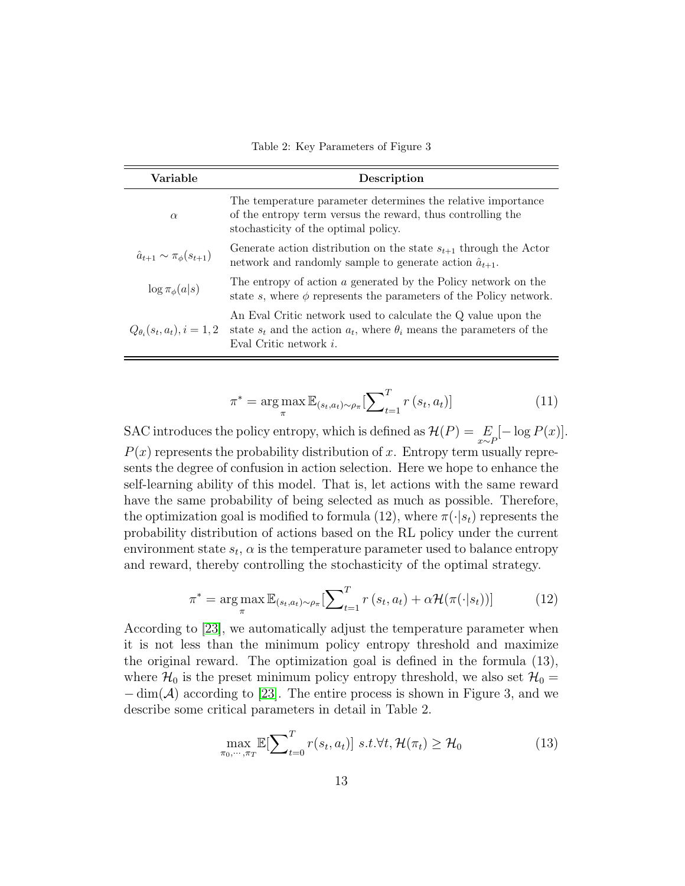Table 2: Key Parameters of Figure 3

| Variable | Description |
| --- | --- |
| $\alpha$ | The temperature parameter determines the relative importance of the entropy term versus the reward, thus controlling the stochasticity of the optimal policy. |
| $\hat{a}_{t+1} \sim \pi_\phi(s_{t+1})$ | Generate action distribution on the state $s_{t+1}$ through the Actor network and randomly sample to generate action $\hat{a}_{t+1}$. |
| $\log \pi_\phi(a\|s)$ | The entropy of action $a$ generated by the Policy network on the state $s$, where $\phi$ represents the parameters of the Policy network. |
| $Q_{\theta_i}(s_t, a_t), i = 1, 2$ | An Eval Critic network used to calculate the Q value upon the state $s_t$ and the action $a_t$, where $\theta_i$ means the parameters of the Eval Critic network $i$. |

$$\pi^* = \arg\max_{\pi} \mathbb{E}_{(s_t,a_t)\sim\rho_\pi}[\sum\nolimits_{t=1}^{T} r\left(s_t, a_t\right)] \tag{11}$$

SAC introduces the policy entropy, which is defined as $\mathcal{H}(P) = \underset{x\sim P}{E}[-\log P(x)]$. $P(x)$ represents the probability distribution of $x$. Entropy term usually represents the degree of confusion in action selection. Here we hope to enhance the self-learning ability of this model. That is, let actions with the same reward have the same probability of being selected as much as possible. Therefore, the optimization goal is modified to formula (12), where $\pi(\cdot|s_t)$ represents the probability distribution of actions based on the RL policy under the current environment state $s_t$, $\alpha$ is the temperature parameter used to balance entropy and reward, thereby controlling the stochasticity of the optimal strategy.

$$\pi^* = \arg\max_{\pi} \mathbb{E}_{(s_t,a_t)\sim\rho_\pi}[\sum\nolimits_{t=1}^{T} r\left(s_t, a_t\right) + \alpha\mathcal{H}(\pi(\cdot|s_t))] \tag{12}$$

According to [23], we automatically adjust the temperature parameter when it is not less than the minimum policy entropy threshold and maximize the original reward. The optimization goal is defined in the formula (13), where $\mathcal{H}_0$ is the preset minimum policy entropy threshold, we also set $\mathcal{H}_0 = -\dim(\mathcal{A})$ according to [23]. The entire process is shown in Figure 3, and we describe some critical parameters in detail in Table 2.

$$\max_{\pi_0,\cdots,\pi_T} \mathbb{E}[\sum\nolimits_{t=0}^{T} r(s_t, a_t)] \; s.t. \forall t, \mathcal{H}(\pi_t) \geq \mathcal{H}_0 \tag{13}$$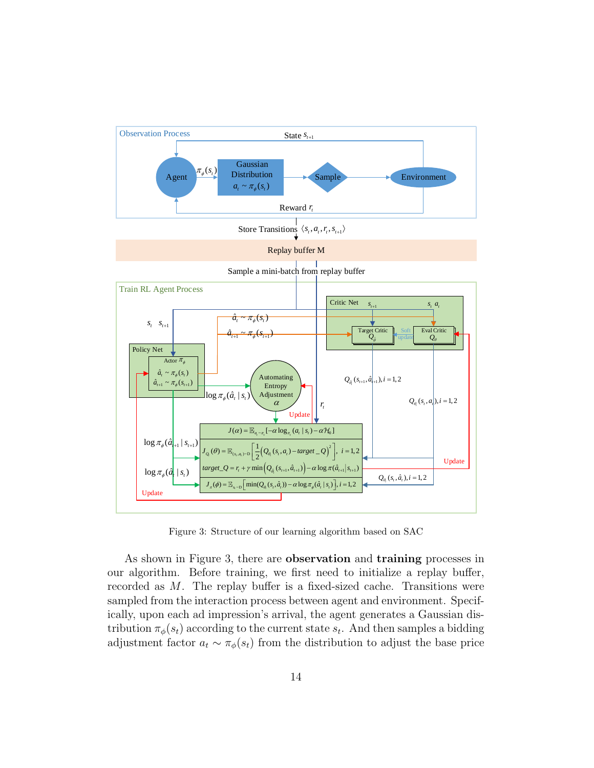Figure 3: Structure of our learning algorithm based on SAC

As shown in Figure 3, there are **observation** and **training** processes in our algorithm. Before training, we first need to initialize a replay buffer, recorded as $M$. The replay buffer is a fixed-sized cache. Transitions were sampled from the interaction process between agent and environment. Specifically, upon each ad impression's arrival, the agent generates a Gaussian distribution $\pi_\phi(s_t)$ according to the current state $s_t$. And then samples a bidding adjustment factor $a_t \sim \pi_\phi(s_t)$ from the distribution to adjust the base price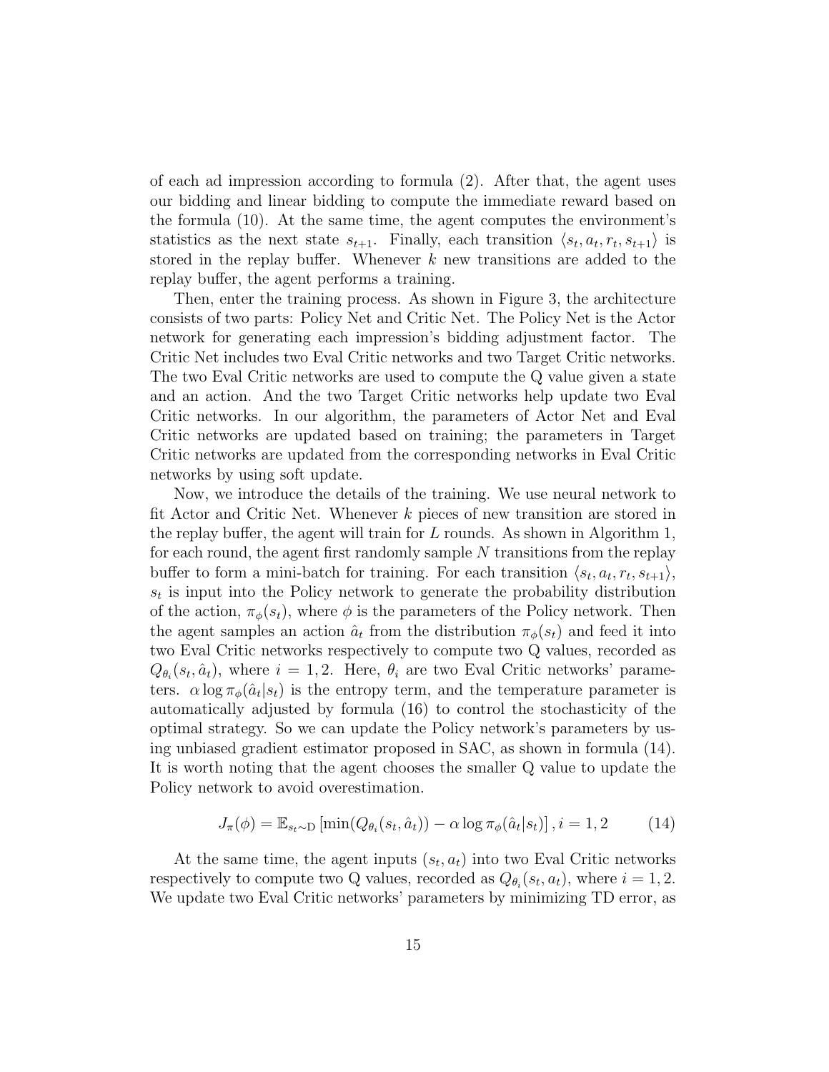of each ad impression according to formula (2). After that, the agent uses our bidding and linear bidding to compute the immediate reward based on the formula (10). At the same time, the agent computes the environment's statistics as the next state $s_{t+1}$. Finally, each transition $\langle s_t, a_t, r_t, s_{t+1} \rangle$ is stored in the replay buffer. Whenever $k$ new transitions are added to the replay buffer, the agent performs a training.

Then, enter the training process. As shown in Figure 3, the architecture consists of two parts: Policy Net and Critic Net. The Policy Net is the Actor network for generating each impression's bidding adjustment factor. The Critic Net includes two Eval Critic networks and two Target Critic networks. The two Eval Critic networks are used to compute the Q value given a state and an action. And the two Target Critic networks help update two Eval Critic networks. In our algorithm, the parameters of Actor Net and Eval Critic networks are updated based on training; the parameters in Target Critic networks are updated from the corresponding networks in Eval Critic networks by using soft update.

Now, we introduce the details of the training. We use neural network to fit Actor and Critic Net. Whenever $k$ pieces of new transition are stored in the replay buffer, the agent will train for $L$ rounds. As shown in Algorithm 1, for each round, the agent first randomly sample $N$ transitions from the replay buffer to form a mini-batch for training. For each transition $\langle s_t, a_t, r_t, s_{t+1} \rangle$, $s_t$ is input into the Policy network to generate the probability distribution of the action, $\pi_\phi(s_t)$, where $\phi$ is the parameters of the Policy network. Then the agent samples an action $\hat{a}_t$ from the distribution $\pi_\phi(s_t)$ and feed it into two Eval Critic networks respectively to compute two Q values, recorded as $Q_{\theta_i}(s_t, \hat{a}_t)$, where $i = 1, 2$. Here, $\theta_i$ are two Eval Critic networks' parameters. $\alpha \log \pi_\phi(\hat{a}_t | s_t)$ is the entropy term, and the temperature parameter is automatically adjusted by formula (16) to control the stochasticity of the optimal strategy. So we can update the Policy network's parameters by using unbiased gradient estimator proposed in SAC, as shown in formula (14). It is worth noting that the agent chooses the smaller Q value to update the Policy network to avoid overestimation.

$$J_\pi(\phi) = \mathbb{E}_{s_t \sim \mathrm{D}} \left[ \min(Q_{\theta_i}(s_t, \hat{a}_t)) - \alpha \log \pi_\phi(\hat{a}_t | s_t) \right], i = 1, 2 \tag{14}$$

At the same time, the agent inputs $(s_t, a_t)$ into two Eval Critic networks respectively to compute two Q values, recorded as $Q_{\theta_i}(s_t, a_t)$, where $i = 1, 2$. We update two Eval Critic networks' parameters by minimizing TD error, as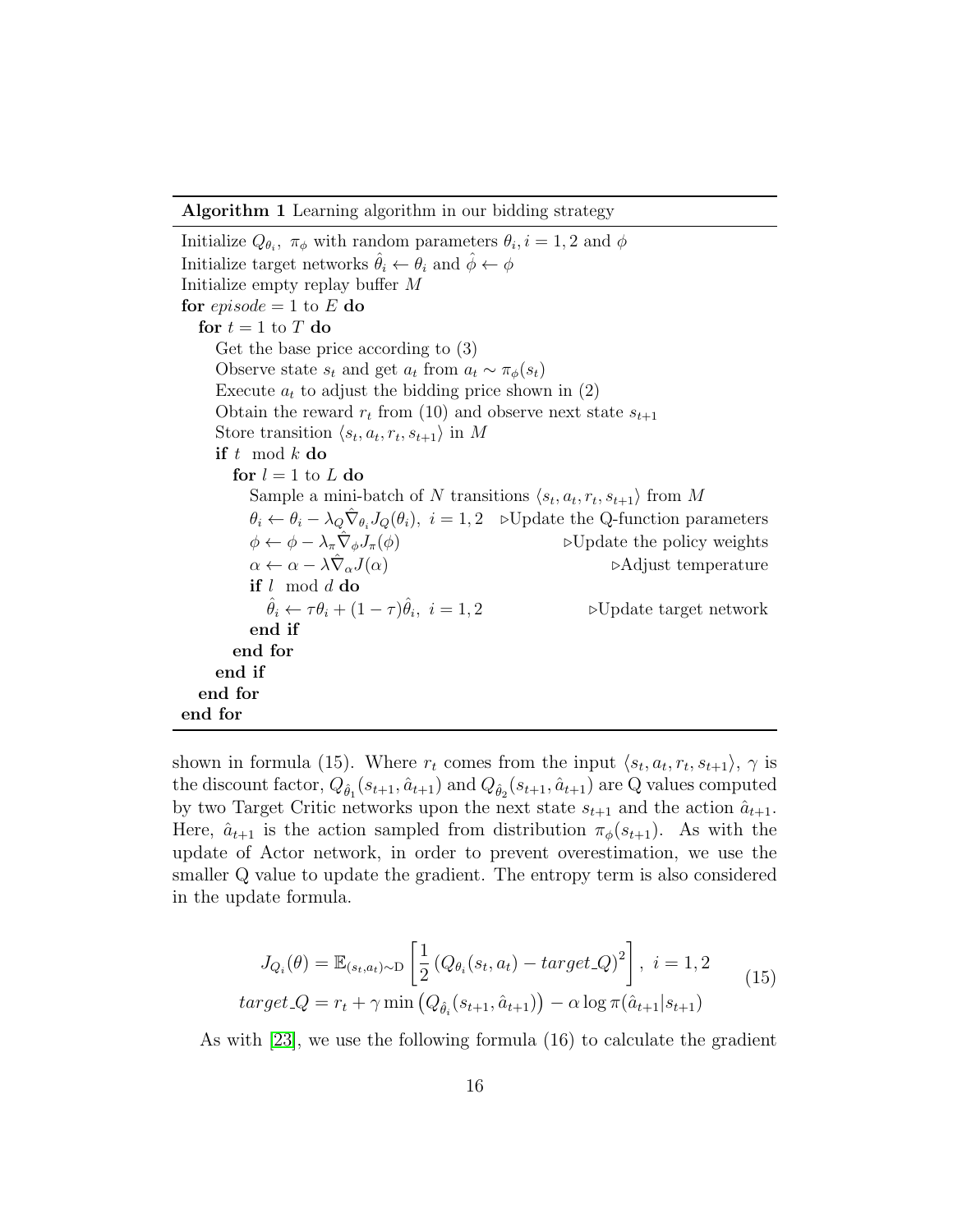**Algorithm 1** Learning algorithm in our bidding strategy

```
Initialize Q_{θ_i}, π_φ with random parameters θ_i, i = 1, 2 and φ
Initialize target networks θ̂_i ← θ_i and φ̂ ← φ
Initialize empty replay buffer M
for episode = 1 to E do
  for t = 1 to T do
    Get the base price according to (3)
    Observe state s_t and get a_t from a_t ~ π_φ(s_t)
    Execute a_t to adjust the bidding price shown in (2)
    Obtain the reward r_t from (10) and observe next state s_{t+1}
    Store transition ⟨s_t, a_t, r_t, s_{t+1}⟩ in M
    if t mod k do
      for l = 1 to L do
        Sample a mini-batch of N transitions ⟨s_t, a_t, r_t, s_{t+1}⟩ from M
        θ_i ← θ_i − λ_Q ∇̂_{θ_i} J_Q(θ_i), i = 1, 2   ▷Update the Q-function parameters
        φ ← φ − λ_π ∇̂_φ J_π(φ)                        ▷Update the policy weights
        α ← α − λ ∇̂_α J(α)                            ▷Adjust temperature
        if l mod d do
          θ̂_i ← τθ_i + (1 − τ)θ̂_i, i = 1, 2            ▷Update target network
        end if
      end for
    end if
  end for
end for
```

shown in formula (15). Where $r_t$ comes from the input $\langle s_t, a_t, r_t, s_{t+1}\rangle$, $\gamma$ is the discount factor, $Q_{\hat{\theta}_1}(s_{t+1}, \hat{a}_{t+1})$ and $Q_{\hat{\theta}_2}(s_{t+1}, \hat{a}_{t+1})$ are Q values computed by two Target Critic networks upon the next state $s_{t+1}$ and the action $\hat{a}_{t+1}$. Here, $\hat{a}_{t+1}$ is the action sampled from distribution $\pi_\phi(s_{t+1})$. As with the update of Actor network, in order to prevent overestimation, we use the smaller Q value to update the gradient. The entropy term is also considered in the update formula.

$$
\begin{aligned}
J_{Q_i}(\theta) &= \mathbb{E}_{(s_t,a_t)\sim \mathrm{D}}\left[\frac{1}{2}\left(Q_{\theta_i}(s_t, a_t) - target\_Q\right)^2\right],\ i = 1, 2 \\
target\_Q &= r_t + \gamma \min\left(Q_{\hat{\theta}_i}(s_{t+1}, \hat{a}_{t+1})\right) - \alpha \log \pi(\hat{a}_{t+1}|s_{t+1})
\end{aligned}
\tag{15}
$$

As with [23], we use the following formula (16) to calculate the gradient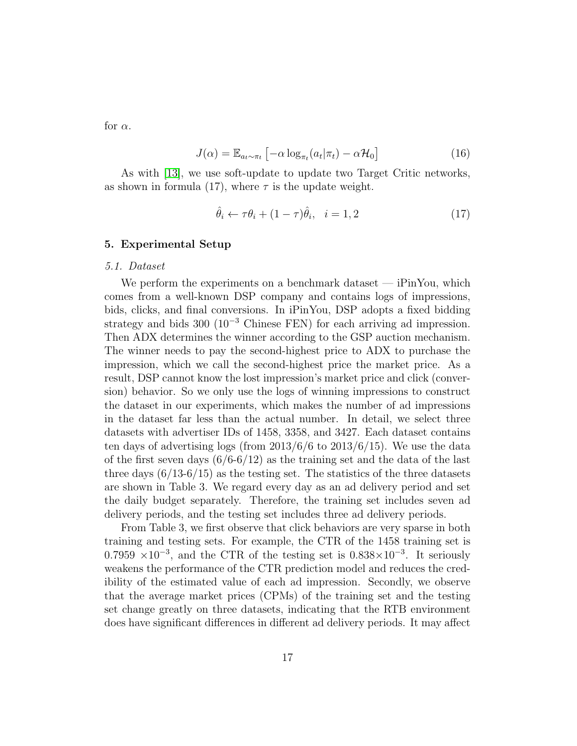for $\alpha$.

$$J(\alpha) = \mathbb{E}_{a_t \sim \pi_t} \left[ -\alpha \log_{\pi_t}(a_t|\pi_t) - \alpha \mathcal{H}_0 \right] \tag{16}$$

As with [13], we use soft-update to update two Target Critic networks, as shown in formula (17), where $\tau$ is the update weight.

$$\hat{\theta}_i \leftarrow \tau \theta_i + (1 - \tau)\hat{\theta}_i, \quad i = 1, 2 \tag{17}$$

## 5. Experimental Setup

### *5.1. Dataset*

We perform the experiments on a benchmark dataset — iPinYou, which comes from a well-known DSP company and contains logs of impressions, bids, clicks, and final conversions. In iPinYou, DSP adopts a fixed bidding strategy and bids 300 ($10^{-3}$ Chinese FEN) for each arriving ad impression. Then ADX determines the winner according to the GSP auction mechanism. The winner needs to pay the second-highest price to ADX to purchase the impression, which we call the second-highest price the market price. As a result, DSP cannot know the lost impression's market price and click (conversion) behavior. So we only use the logs of winning impressions to construct the dataset in our experiments, which makes the number of ad impressions in the dataset far less than the actual number. In detail, we select three datasets with advertiser IDs of 1458, 3358, and 3427. Each dataset contains ten days of advertising logs (from 2013/6/6 to 2013/6/15). We use the data of the first seven days (6/6-6/12) as the training set and the data of the last three days (6/13-6/15) as the testing set. The statistics of the three datasets are shown in Table 3. We regard every day as an ad delivery period and set the daily budget separately. Therefore, the training set includes seven ad delivery periods, and the testing set includes three ad delivery periods.

From Table 3, we first observe that click behaviors are very sparse in both training and testing sets. For example, the CTR of the 1458 training set is $0.7959 \times 10^{-3}$, and the CTR of the testing set is $0.838 \times 10^{-3}$. It seriously weakens the performance of the CTR prediction model and reduces the credibility of the estimated value of each ad impression. Secondly, we observe that the average market prices (CPMs) of the training set and the testing set change greatly on three datasets, indicating that the RTB environment does have significant differences in different ad delivery periods. It may affect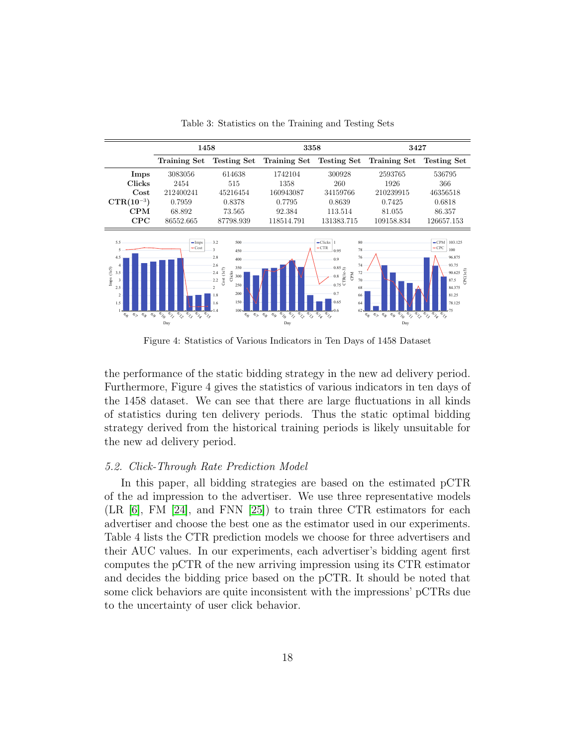Table 3: Statistics on the Training and Testing Sets

| | 1458 | | 3358 | | 3427 | |
|---|---|---|---|---|---|---|
| | Training Set | Testing Set | Training Set | Testing Set | Training Set | Testing Set |
| **Imps** | 3083056 | 614638 | 1742104 | 300928 | 2593765 | 536795 |
| **Clicks** | 2454 | 515 | 1358 | 260 | 1926 | 366 |
| **Cost** | 212400241 | 45216454 | 160943087 | 34159766 | 210239915 | 46356518 |
| **CTR($10^{-3}$)** | 0.7959 | 0.8378 | 0.7795 | 0.8639 | 0.7425 | 0.6818 |
| **CPM** | 68.892 | 73.565 | 92.384 | 113.514 | 81.055 | 86.357 |
| **CPC** | 86552.665 | 87798.939 | 118514.791 | 131383.715 | 109158.834 | 126657.153 |

Figure 4: Statistics of Various Indicators in Ten Days of 1458 Dataset

the performance of the static bidding strategy in the new ad delivery period. Furthermore, Figure 4 gives the statistics of various indicators in ten days of the 1458 dataset. We can see that there are large fluctuations in all kinds of statistics during ten delivery periods. Thus the static optimal bidding strategy derived from the historical training periods is likely unsuitable for the new ad delivery period.

### *5.2. Click-Through Rate Prediction Model*

In this paper, all bidding strategies are based on the estimated pCTR of the ad impression to the advertiser. We use three representative models (LR [6], FM [24], and FNN [25]) to train three CTR estimators for each advertiser and choose the best one as the estimator used in our experiments. Table 4 lists the CTR prediction models we choose for three advertisers and their AUC values. In our experiments, each advertiser's bidding agent first computes the pCTR of the new arriving impression using its CTR estimator and decides the bidding price based on the pCTR. It should be noted that some click behaviors are quite inconsistent with the impressions' pCTRs due to the uncertainty of user click behavior.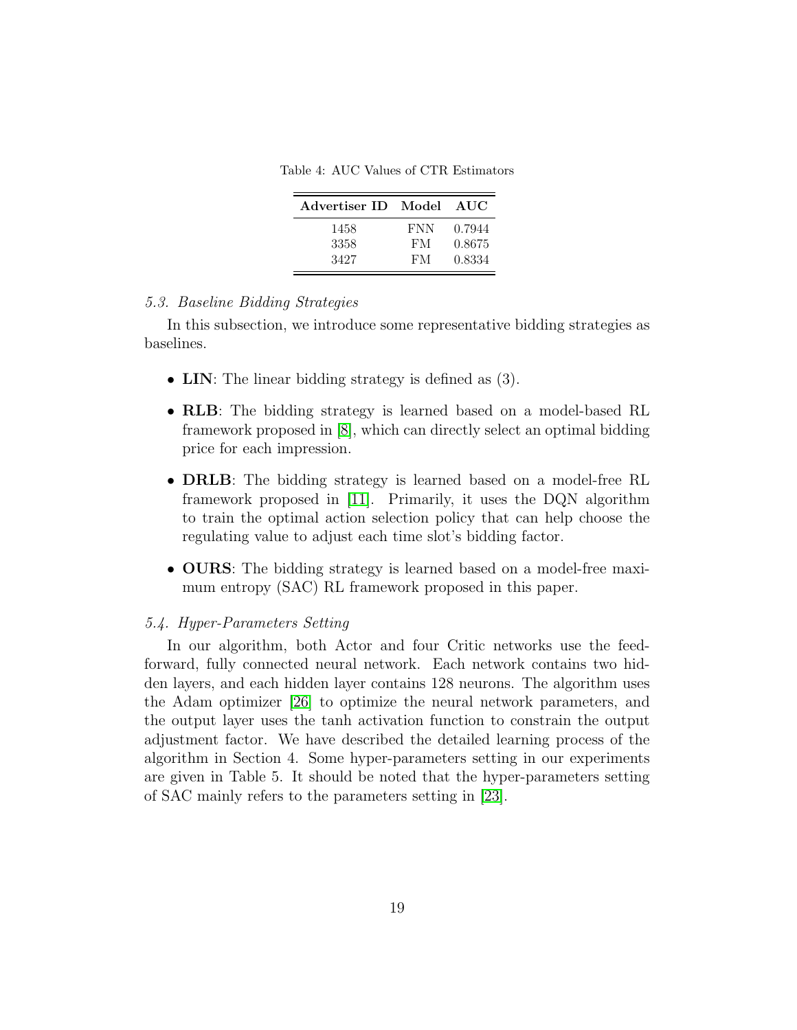Table 4: AUC Values of CTR Estimators

| Advertiser ID | Model | AUC |
| --- | --- | --- |
| 1458 | FNN | 0.7944 |
| 3358 | FM | 0.8675 |
| 3427 | FM | 0.8334 |

### *5.3. Baseline Bidding Strategies*

In this subsection, we introduce some representative bidding strategies as baselines.

- **LIN**: The linear bidding strategy is defined as (3).
- **RLB**: The bidding strategy is learned based on a model-based RL framework proposed in [8], which can directly select an optimal bidding price for each impression.
- **DRLB**: The bidding strategy is learned based on a model-free RL framework proposed in [11]. Primarily, it uses the DQN algorithm to train the optimal action selection policy that can help choose the regulating value to adjust each time slot's bidding factor.
- **OURS**: The bidding strategy is learned based on a model-free maximum entropy (SAC) RL framework proposed in this paper.

### *5.4. Hyper-Parameters Setting*

In our algorithm, both Actor and four Critic networks use the feed-forward, fully connected neural network. Each network contains two hidden layers, and each hidden layer contains 128 neurons. The algorithm uses the Adam optimizer [26] to optimize the neural network parameters, and the output layer uses the tanh activation function to constrain the output adjustment factor. We have described the detailed learning process of the algorithm in Section 4. Some hyper-parameters setting in our experiments are given in Table 5. It should be noted that the hyper-parameters setting of SAC mainly refers to the parameters setting in [23].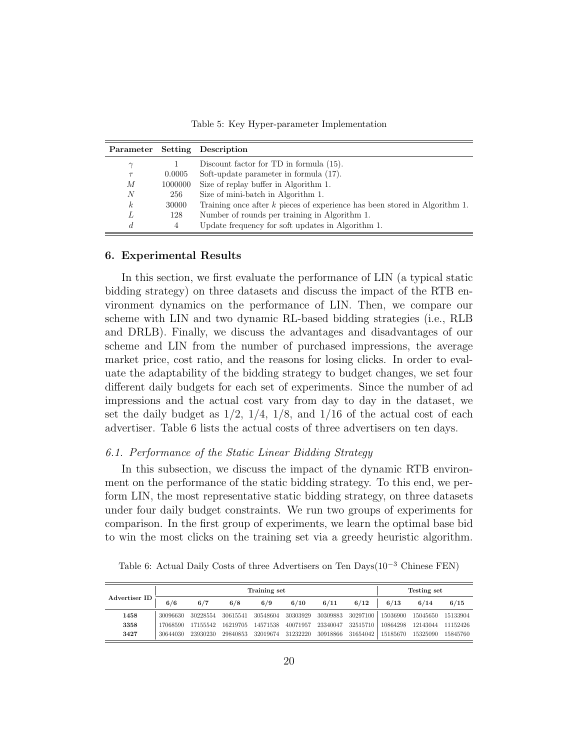Table 5: Key Hyper-parameter Implementation

| Parameter | Setting | Description |
|---|---|---|
| $\gamma$ | 1 | Discount factor for TD in formula (15). |
| $\tau$ | 0.0005 | Soft-update parameter in formula (17). |
| $M$ | 1000000 | Size of replay buffer in Algorithm 1. |
| $N$ | 256 | Size of mini-batch in Algorithm 1. |
| $k$ | 30000 | Training once after $k$ pieces of experience has been stored in Algorithm 1. |
| $L$ | 128 | Number of rounds per training in Algorithm 1. |
| $d$ | 4 | Update frequency for soft updates in Algorithm 1. |

## 6. Experimental Results

In this section, we first evaluate the performance of LIN (a typical static bidding strategy) on three datasets and discuss the impact of the RTB environment dynamics on the performance of LIN. Then, we compare our scheme with LIN and two dynamic RL-based bidding strategies (i.e., RLB and DRLB). Finally, we discuss the advantages and disadvantages of our scheme and LIN from the number of purchased impressions, the average market price, cost ratio, and the reasons for losing clicks. In order to evaluate the adaptability of the bidding strategy to budget changes, we set four different daily budgets for each set of experiments. Since the number of ad impressions and the actual cost vary from day to day in the dataset, we set the daily budget as 1/2, 1/4, 1/8, and 1/16 of the actual cost of each advertiser. Table 6 lists the actual costs of three advertisers on ten days.

### *6.1. Performance of the Static Linear Bidding Strategy*

In this subsection, we discuss the impact of the dynamic RTB environment on the performance of the static bidding strategy. To this end, we perform LIN, the most representative static bidding strategy, on three datasets under four daily budget constraints. We run two groups of experiments for comparison. In the first group of experiments, we learn the optimal base bid to win the most clicks on the training set via a greedy heuristic algorithm.

Table 6: Actual Daily Costs of three Advertisers on Ten Days($10^{-3}$ Chinese FEN)

| Advertiser ID | Training set | | | | | | | Testing set | | |
|---|---|---|---|---|---|---|---|---|---|---|
| | 6/6 | 6/7 | 6/8 | 6/9 | 6/10 | 6/11 | 6/12 | 6/13 | 6/14 | 6/15 |
| **1458** | 30096630 | 30228554 | 30615541 | 30548604 | 30303929 | 30309883 | 30297100 | 15036900 | 15045650 | 15133904 |
| **3358** | 17068590 | 17155542 | 16219705 | 14571538 | 40071957 | 23340047 | 32515710 | 10864298 | 12143044 | 11152426 |
| **3427** | 30644030 | 23930230 | 29840853 | 32019674 | 31232220 | 30918866 | 31654042 | 15185670 | 15325090 | 15845760 |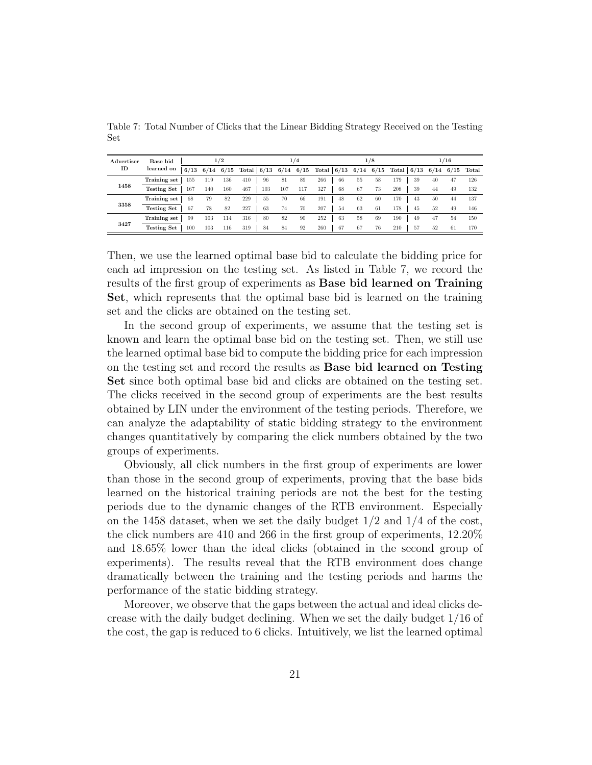Table 7: Total Number of Clicks that the Linear Bidding Strategy Received on the Testing Set

| Advertiser ID | Base bid learned on | 1/2 | | | | 1/4 | | | | 1/8 | | | | 1/16 | | | |
|---|---|---|---|---|---|---|---|---|---|---|---|---|---|---|---|---|---|
| | | 6/13 | 6/14 | 6/15 | Total | 6/13 | 6/14 | 6/15 | Total | 6/13 | 6/14 | 6/15 | Total | 6/13 | 6/14 | 6/15 | Total |
| 1458 | Training set | 155 | 119 | 136 | 410 | 96 | 81 | 89 | 266 | 66 | 55 | 58 | 179 | 39 | 40 | 47 | 126 |
| | Testing Set | 167 | 140 | 160 | 467 | 103 | 107 | 117 | 327 | 68 | 67 | 73 | 208 | 39 | 44 | 49 | 132 |
| 3358 | Training set | 68 | 79 | 82 | 229 | 55 | 70 | 66 | 191 | 48 | 62 | 60 | 170 | 43 | 50 | 44 | 137 |
| | Testing Set | 67 | 78 | 82 | 227 | 63 | 74 | 70 | 207 | 54 | 63 | 61 | 178 | 45 | 52 | 49 | 146 |
| 3427 | Training set | 99 | 103 | 114 | 316 | 80 | 82 | 90 | 252 | 63 | 58 | 69 | 190 | 49 | 47 | 54 | 150 |
| | Testing Set | 100 | 103 | 116 | 319 | 84 | 84 | 92 | 260 | 67 | 67 | 76 | 210 | 57 | 52 | 61 | 170 |

Then, we use the learned optimal base bid to calculate the bidding price for each ad impression on the testing set. As listed in Table 7, we record the results of the first group of experiments as **Base bid learned on Training Set**, which represents that the optimal base bid is learned on the training set and the clicks are obtained on the testing set.

In the second group of experiments, we assume that the testing set is known and learn the optimal base bid on the testing set. Then, we still use the learned optimal base bid to compute the bidding price for each impression on the testing set and record the results as **Base bid learned on Testing Set** since both optimal base bid and clicks are obtained on the testing set. The clicks received in the second group of experiments are the best results obtained by LIN under the environment of the testing periods. Therefore, we can analyze the adaptability of static bidding strategy to the environment changes quantitatively by comparing the click numbers obtained by the two groups of experiments.

Obviously, all click numbers in the first group of experiments are lower than those in the second group of experiments, proving that the base bids learned on the historical training periods are not the best for the testing periods due to the dynamic changes of the RTB environment. Especially on the 1458 dataset, when we set the daily budget 1/2 and 1/4 of the cost, the click numbers are 410 and 266 in the first group of experiments, 12.20% and 18.65% lower than the ideal clicks (obtained in the second group of experiments). The results reveal that the RTB environment does change dramatically between the training and the testing periods and harms the performance of the static bidding strategy.

Moreover, we observe that the gaps between the actual and ideal clicks decrease with the daily budget declining. When we set the daily budget 1/16 of the cost, the gap is reduced to 6 clicks. Intuitively, we list the learned optimal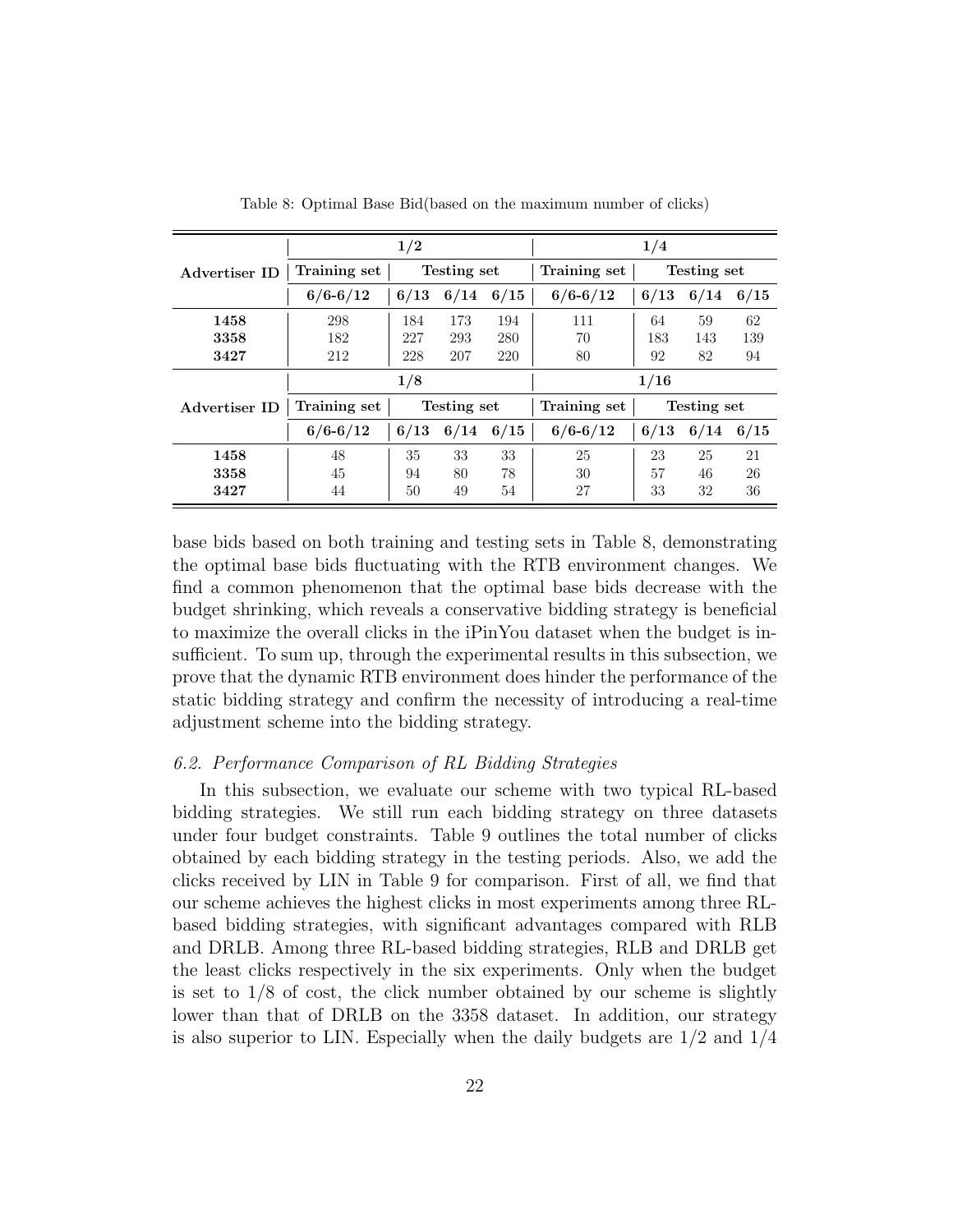Table 8: Optimal Base Bid(based on the maximum number of clicks)

| Advertiser ID | 1/2 | | | | 1/4 | | | |
|---|---|---|---|---|---|---|---|---|
| | Training set | Testing set | | | Training set | Testing set | | |
| | 6/6-6/12 | 6/13 | 6/14 | 6/15 | 6/6-6/12 | 6/13 | 6/14 | 6/15 |
| **1458** | 298 | 184 | 173 | 194 | 111 | 64 | 59 | 62 |
| **3358** | 182 | 227 | 293 | 280 | 70 | 183 | 143 | 139 |
| **3427** | 212 | 228 | 207 | 220 | 80 | 92 | 82 | 94 |
| **Advertiser ID** | **1/8** | | | | **1/16** | | | |
| | Training set | Testing set | | | Training set | Testing set | | |
| | 6/6-6/12 | 6/13 | 6/14 | 6/15 | 6/6-6/12 | 6/13 | 6/14 | 6/15 |
| **1458** | 48 | 35 | 33 | 33 | 25 | 23 | 25 | 21 |
| **3358** | 45 | 94 | 80 | 78 | 30 | 57 | 46 | 26 |
| **3427** | 44 | 50 | 49 | 54 | 27 | 33 | 32 | 36 |

base bids based on both training and testing sets in Table 8, demonstrating the optimal base bids fluctuating with the RTB environment changes. We find a common phenomenon that the optimal base bids decrease with the budget shrinking, which reveals a conservative bidding strategy is beneficial to maximize the overall clicks in the iPinYou dataset when the budget is insufficient. To sum up, through the experimental results in this subsection, we prove that the dynamic RTB environment does hinder the performance of the static bidding strategy and confirm the necessity of introducing a real-time adjustment scheme into the bidding strategy.

### *6.2. Performance Comparison of RL Bidding Strategies*

In this subsection, we evaluate our scheme with two typical RL-based bidding strategies. We still run each bidding strategy on three datasets under four budget constraints. Table 9 outlines the total number of clicks obtained by each bidding strategy in the testing periods. Also, we add the clicks received by LIN in Table 9 for comparison. First of all, we find that our scheme achieves the highest clicks in most experiments among three RL-based bidding strategies, with significant advantages compared with RLB and DRLB. Among three RL-based bidding strategies, RLB and DRLB get the least clicks respectively in the six experiments. Only when the budget is set to 1/8 of cost, the click number obtained by our scheme is slightly lower than that of DRLB on the 3358 dataset. In addition, our strategy is also superior to LIN. Especially when the daily budgets are 1/2 and 1/4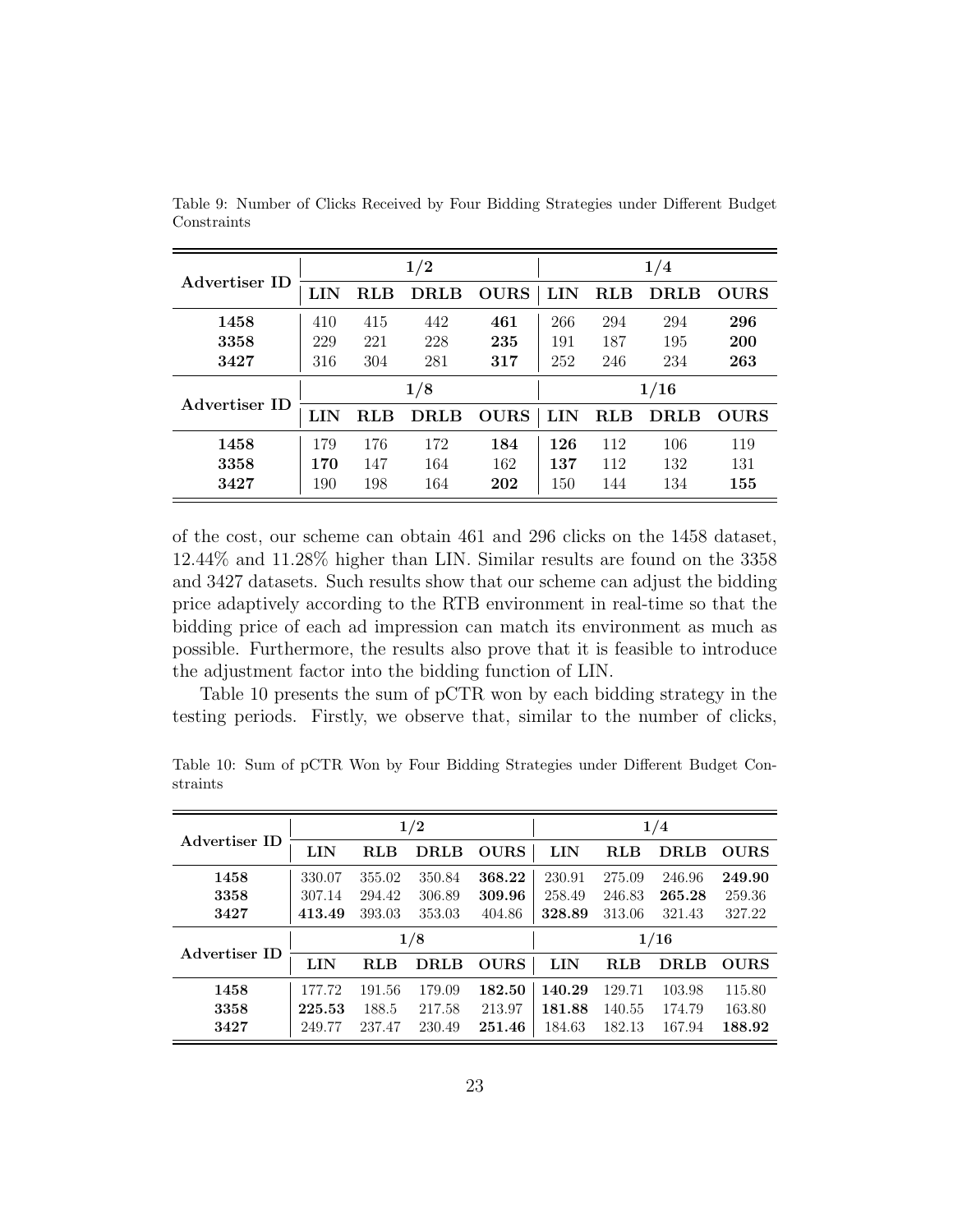Table 9: Number of Clicks Received by Four Bidding Strategies under Different Budget Constraints

| Advertiser ID | 1/2 | | | | 1/4 | | | |
|---|---|---|---|---|---|---|---|---|
| | LIN | RLB | DRLB | OURS | LIN | RLB | DRLB | OURS |
| **1458** | 410 | 415 | 442 | **461** | 266 | 294 | 294 | **296** |
| **3358** | 229 | 221 | 228 | **235** | 191 | 187 | 195 | **200** |
| **3427** | 316 | 304 | 281 | **317** | 252 | 246 | 234 | **263** |
| **Advertiser ID** | **1/8** | | | | **1/16** | | | |
| | **LIN** | **RLB** | **DRLB** | **OURS** | **LIN** | **RLB** | **DRLB** | **OURS** |
| **1458** | 179 | 176 | 172 | **184** | **126** | 112 | 106 | 119 |
| **3358** | **170** | 147 | 164 | 162 | **137** | 112 | 132 | 131 |
| **3427** | 190 | 198 | 164 | **202** | 150 | 144 | 134 | **155** |

of the cost, our scheme can obtain 461 and 296 clicks on the 1458 dataset, 12.44% and 11.28% higher than LIN. Similar results are found on the 3358 and 3427 datasets. Such results show that our scheme can adjust the bidding price adaptively according to the RTB environment in real-time so that the bidding price of each ad impression can match its environment as much as possible. Furthermore, the results also prove that it is feasible to introduce the adjustment factor into the bidding function of LIN.

Table 10 presents the sum of pCTR won by each bidding strategy in the testing periods. Firstly, we observe that, similar to the number of clicks,

Table 10: Sum of pCTR Won by Four Bidding Strategies under Different Budget Constraints

| Advertiser ID | 1/2 | | | | 1/4 | | | |
|---|---|---|---|---|---|---|---|---|
| | LIN | RLB | DRLB | OURS | LIN | RLB | DRLB | OURS |
| **1458** | 330.07 | 355.02 | 350.84 | **368.22** | 230.91 | 275.09 | 246.96 | **249.90** |
| **3358** | 307.14 | 294.42 | 306.89 | **309.96** | 258.49 | 246.83 | **265.28** | 259.36 |
| **3427** | **413.49** | 393.03 | 353.03 | 404.86 | **328.89** | 313.06 | 321.43 | 327.22 |
| **Advertiser ID** | **1/8** | | | | **1/16** | | | |
| | **LIN** | **RLB** | **DRLB** | **OURS** | **LIN** | **RLB** | **DRLB** | **OURS** |
| **1458** | 177.72 | 191.56 | 179.09 | **182.50** | **140.29** | 129.71 | 103.98 | 115.80 |
| **3358** | **225.53** | 188.5 | 217.58 | 213.97 | **181.88** | 140.55 | 174.79 | 163.80 |
| **3427** | 249.77 | 237.47 | 230.49 | **251.46** | 184.63 | 182.13 | 167.94 | **188.92** |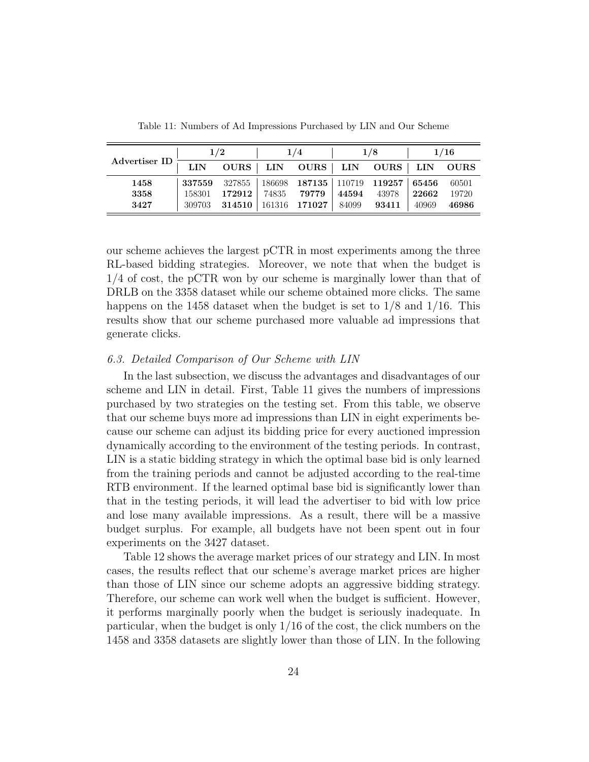Table 11: Numbers of Ad Impressions Purchased by LIN and Our Scheme

| Advertiser ID | 1/2 | | 1/4 | | 1/8 | | 1/16 | |
|---|---|---|---|---|---|---|---|---|
| | **LIN** | **OURS** | **LIN** | **OURS** | **LIN** | **OURS** | **LIN** | **OURS** |
| **1458** | **337559** | 327855 | 186698 | **187135** | 110719 | **119257** | **65456** | 60501 |
| **3358** | 158301 | **172912** | 74835 | **79779** | **44594** | 43978 | **22662** | 19720 |
| **3427** | 309703 | **314510** | 161316 | **171027** | 84099 | **93411** | 40969 | **46986** |

our scheme achieves the largest pCTR in most experiments among the three RL-based bidding strategies. Moreover, we note that when the budget is 1/4 of cost, the pCTR won by our scheme is marginally lower than that of DRLB on the 3358 dataset while our scheme obtained more clicks. The same happens on the 1458 dataset when the budget is set to 1/8 and 1/16. This results show that our scheme purchased more valuable ad impressions that generate clicks.

### *6.3. Detailed Comparison of Our Scheme with LIN*

In the last subsection, we discuss the advantages and disadvantages of our scheme and LIN in detail. First, Table 11 gives the numbers of impressions purchased by two strategies on the testing set. From this table, we observe that our scheme buys more ad impressions than LIN in eight experiments because our scheme can adjust its bidding price for every auctioned impression dynamically according to the environment of the testing periods. In contrast, LIN is a static bidding strategy in which the optimal base bid is only learned from the training periods and cannot be adjusted according to the real-time RTB environment. If the learned optimal base bid is significantly lower than that in the testing periods, it will lead the advertiser to bid with low price and lose many available impressions. As a result, there will be a massive budget surplus. For example, all budgets have not been spent out in four experiments on the 3427 dataset.

Table 12 shows the average market prices of our strategy and LIN. In most cases, the results reflect that our scheme's average market prices are higher than those of LIN since our scheme adopts an aggressive bidding strategy. Therefore, our scheme can work well when the budget is sufficient. However, it performs marginally poorly when the budget is seriously inadequate. In particular, when the budget is only 1/16 of the cost, the click numbers on the 1458 and 3358 datasets are slightly lower than those of LIN. In the following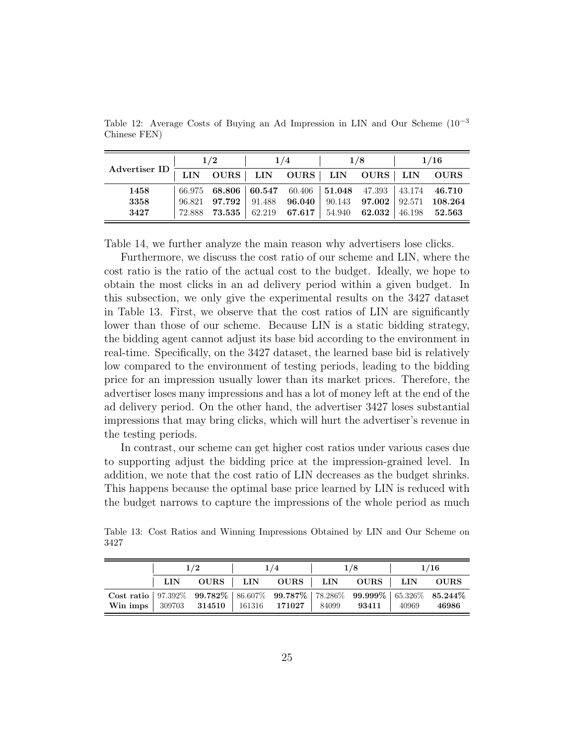Table 12: Average Costs of Buying an Ad Impression in LIN and Our Scheme ($10^{-3}$ Chinese FEN)

| Advertiser ID | 1/2 | | 1/4 | | 1/8 | | 1/16 | |
|---|---|---|---|---|---|---|---|---|
| | **LIN** | **OURS** | **LIN** | **OURS** | **LIN** | **OURS** | **LIN** | **OURS** |
| **1458** | 66.975 | **68.806** | **60.547** | 60.406 | **51.048** | 47.393 | 43.174 | **46.710** |
| **3358** | 96.821 | **97.792** | 91.488 | **96.040** | 90.143 | **97.002** | 92.571 | **108.264** |
| **3427** | 72.888 | **73.535** | 62.219 | **67.617** | 54.940 | **62.032** | 46.198 | **52.563** |

Table 14, we further analyze the main reason why advertisers lose clicks.

Furthermore, we discuss the cost ratio of our scheme and LIN, where the cost ratio is the ratio of the actual cost to the budget. Ideally, we hope to obtain the most clicks in an ad delivery period within a given budget. In this subsection, we only give the experimental results on the 3427 dataset in Table 13. First, we observe that the cost ratios of LIN are significantly lower than those of our scheme. Because LIN is a static bidding strategy, the bidding agent cannot adjust its base bid according to the environment in real-time. Specifically, on the 3427 dataset, the learned base bid is relatively low compared to the environment of testing periods, leading to the bidding price for an impression usually lower than its market prices. Therefore, the advertiser loses many impressions and has a lot of money left at the end of the ad delivery period. On the other hand, the advertiser 3427 loses substantial impressions that may bring clicks, which will hurt the advertiser's revenue in the testing periods.

In contrast, our scheme can get higher cost ratios under various cases due to supporting adjust the bidding price at the impression-grained level. In addition, we note that the cost ratio of LIN decreases as the budget shrinks. This happens because the optimal base price learned by LIN is reduced with the budget narrows to capture the impressions of the whole period as much

Table 13: Cost Ratios and Winning Impressions Obtained by LIN and Our Scheme on 3427

| | 1/2 | | 1/4 | | 1/8 | | 1/16 | |
|---|---|---|---|---|---|---|---|---|
| | **LIN** | **OURS** | **LIN** | **OURS** | **LIN** | **OURS** | **LIN** | **OURS** |
| **Cost ratio** | 97.392% | **99.782%** | 86.607% | **99.787%** | 78.286% | **99.999%** | 65.326% | **85.244%** |
| **Win imps** | 309703 | **314510** | 161316 | **171027** | 84099 | **93411** | 40969 | **46986** |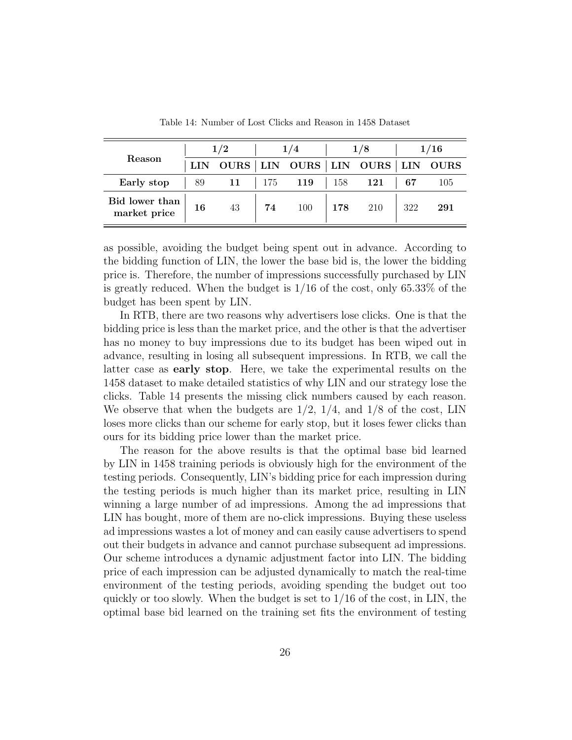Table 14: Number of Lost Clicks and Reason in 1458 Dataset

| Reason | 1/2 | | 1/4 | | 1/8 | | 1/16 | |
|---|---|---|---|---|---|---|---|---|
| | **LIN** | **OURS** | **LIN** | **OURS** | **LIN** | **OURS** | **LIN** | **OURS** |
| **Early stop** | 89 | **11** | 175 | **119** | 158 | **121** | **67** | 105 |
| **Bid lower than market price** | **16** | 43 | **74** | 100 | **178** | 210 | 322 | **291** |

as possible, avoiding the budget being spent out in advance. According to the bidding function of LIN, the lower the base bid is, the lower the bidding price is. Therefore, the number of impressions successfully purchased by LIN is greatly reduced. When the budget is 1/16 of the cost, only 65.33% of the budget has been spent by LIN.

In RTB, there are two reasons why advertisers lose clicks. One is that the bidding price is less than the market price, and the other is that the advertiser has no money to buy impressions due to its budget has been wiped out in advance, resulting in losing all subsequent impressions. In RTB, we call the latter case as **early stop**. Here, we take the experimental results on the 1458 dataset to make detailed statistics of why LIN and our strategy lose the clicks. Table 14 presents the missing click numbers caused by each reason. We observe that when the budgets are 1/2, 1/4, and 1/8 of the cost, LIN loses more clicks than our scheme for early stop, but it loses fewer clicks than ours for its bidding price lower than the market price.

The reason for the above results is that the optimal base bid learned by LIN in 1458 training periods is obviously high for the environment of the testing periods. Consequently, LIN's bidding price for each impression during the testing periods is much higher than its market price, resulting in LIN winning a large number of ad impressions. Among the ad impressions that LIN has bought, more of them are no-click impressions. Buying these useless ad impressions wastes a lot of money and can easily cause advertisers to spend out their budgets in advance and cannot purchase subsequent ad impressions. Our scheme introduces a dynamic adjustment factor into LIN. The bidding price of each impression can be adjusted dynamically to match the real-time environment of the testing periods, avoiding spending the budget out too quickly or too slowly. When the budget is set to 1/16 of the cost, in LIN, the optimal base bid learned on the training set fits the environment of testing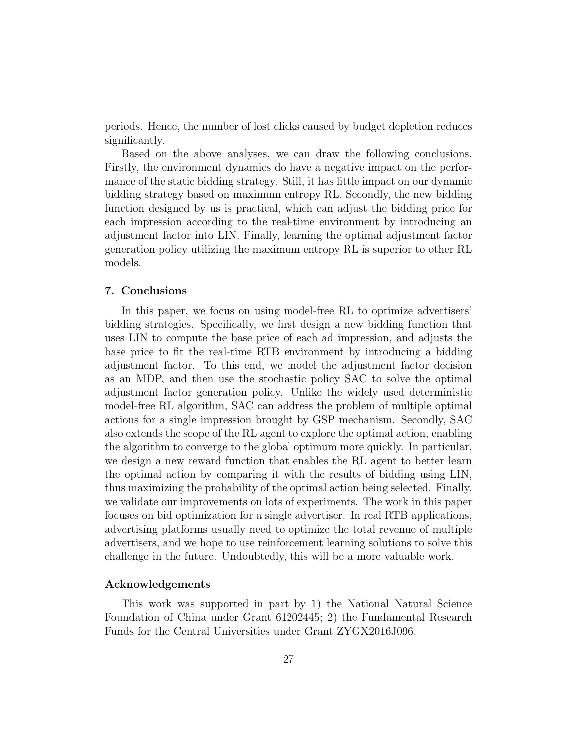periods. Hence, the number of lost clicks caused by budget depletion reduces significantly.

Based on the above analyses, we can draw the following conclusions. Firstly, the environment dynamics do have a negative impact on the performance of the static bidding strategy. Still, it has little impact on our dynamic bidding strategy based on maximum entropy RL. Secondly, the new bidding function designed by us is practical, which can adjust the bidding price for each impression according to the real-time environment by introducing an adjustment factor into LIN. Finally, learning the optimal adjustment factor generation policy utilizing the maximum entropy RL is superior to other RL models.

## 7. Conclusions

In this paper, we focus on using model-free RL to optimize advertisers' bidding strategies. Specifically, we first design a new bidding function that uses LIN to compute the base price of each ad impression, and adjusts the base price to fit the real-time RTB environment by introducing a bidding adjustment factor. To this end, we model the adjustment factor decision as an MDP, and then use the stochastic policy SAC to solve the optimal adjustment factor generation policy. Unlike the widely used deterministic model-free RL algorithm, SAC can address the problem of multiple optimal actions for a single impression brought by GSP mechanism. Secondly, SAC also extends the scope of the RL agent to explore the optimal action, enabling the algorithm to converge to the global optimum more quickly. In particular, we design a new reward function that enables the RL agent to better learn the optimal action by comparing it with the results of bidding using LIN, thus maximizing the probability of the optimal action being selected. Finally, we validate our improvements on lots of experiments. The work in this paper focuses on bid optimization for a single advertiser. In real RTB applications, advertising platforms usually need to optimize the total revenue of multiple advertisers, and we hope to use reinforcement learning solutions to solve this challenge in the future. Undoubtedly, this will be a more valuable work.

## Acknowledgements

This work was supported in part by 1) the National Natural Science Foundation of China under Grant 61202445; 2) the Fundamental Research Funds for the Central Universities under Grant ZYGX2016J096.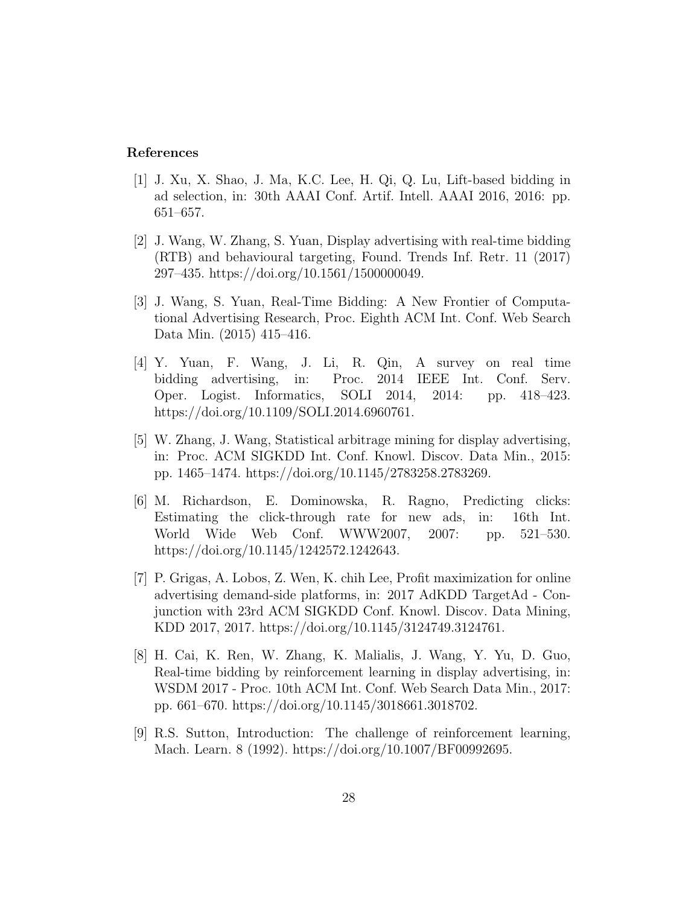## References

[1] J. Xu, X. Shao, J. Ma, K.C. Lee, H. Qi, Q. Lu, Lift-based bidding in ad selection, in: 30th AAAI Conf. Artif. Intell. AAAI 2016, 2016: pp. 651–657.

[2] J. Wang, W. Zhang, S. Yuan, Display advertising with real-time bidding (RTB) and behavioural targeting, Found. Trends Inf. Retr. 11 (2017) 297–435. https://doi.org/10.1561/1500000049.

[3] J. Wang, S. Yuan, Real-Time Bidding: A New Frontier of Computational Advertising Research, Proc. Eighth ACM Int. Conf. Web Search Data Min. (2015) 415–416.

[4] Y. Yuan, F. Wang, J. Li, R. Qin, A survey on real time bidding advertising, in: Proc. 2014 IEEE Int. Conf. Serv. Oper. Logist. Informatics, SOLI 2014, 2014: pp. 418–423. https://doi.org/10.1109/SOLI.2014.6960761.

[5] W. Zhang, J. Wang, Statistical arbitrage mining for display advertising, in: Proc. ACM SIGKDD Int. Conf. Knowl. Discov. Data Min., 2015: pp. 1465–1474. https://doi.org/10.1145/2783258.2783269.

[6] M. Richardson, E. Dominowska, R. Ragno, Predicting clicks: Estimating the click-through rate for new ads, in: 16th Int. World Wide Web Conf. WWW2007, 2007: pp. 521–530. https://doi.org/10.1145/1242572.1242643.

[7] P. Grigas, A. Lobos, Z. Wen, K. chih Lee, Profit maximization for online advertising demand-side platforms, in: 2017 AdKDD TargetAd - Conjunction with 23rd ACM SIGKDD Conf. Knowl. Discov. Data Mining, KDD 2017, 2017. https://doi.org/10.1145/3124749.3124761.

[8] H. Cai, K. Ren, W. Zhang, K. Malialis, J. Wang, Y. Yu, D. Guo, Real-time bidding by reinforcement learning in display advertising, in: WSDM 2017 - Proc. 10th ACM Int. Conf. Web Search Data Min., 2017: pp. 661–670. https://doi.org/10.1145/3018661.3018702.

[9] R.S. Sutton, Introduction: The challenge of reinforcement learning, Mach. Learn. 8 (1992). https://doi.org/10.1007/BF00992695.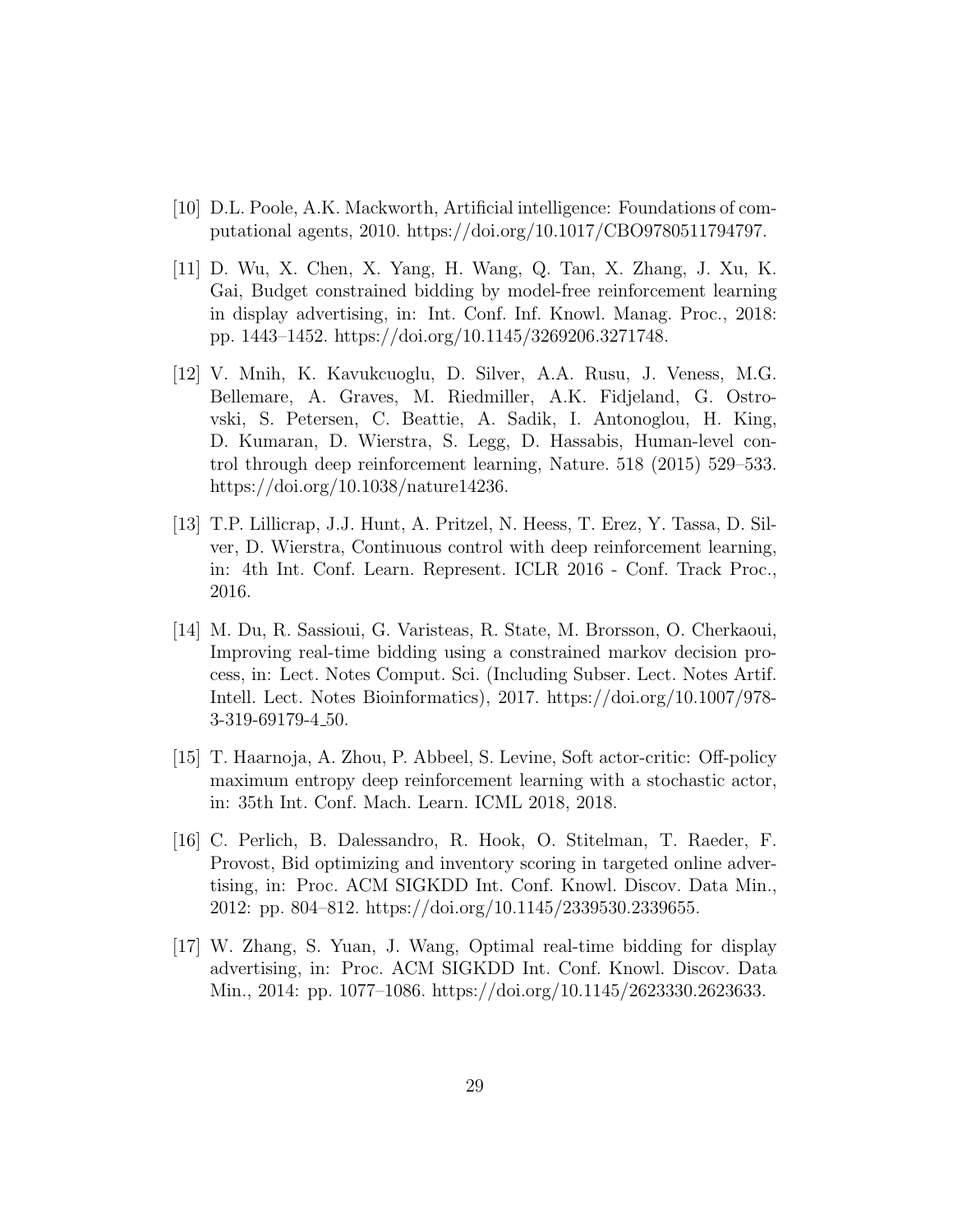[10] D.L. Poole, A.K. Mackworth, Artificial intelligence: Foundations of computational agents, 2010. https://doi.org/10.1017/CBO9780511794797.

[11] D. Wu, X. Chen, X. Yang, H. Wang, Q. Tan, X. Zhang, J. Xu, K. Gai, Budget constrained bidding by model-free reinforcement learning in display advertising, in: Int. Conf. Inf. Knowl. Manag. Proc., 2018: pp. 1443–1452. https://doi.org/10.1145/3269206.3271748.

[12] V. Mnih, K. Kavukcuoglu, D. Silver, A.A. Rusu, J. Veness, M.G. Bellemare, A. Graves, M. Riedmiller, A.K. Fidjeland, G. Ostrovski, S. Petersen, C. Beattie, A. Sadik, I. Antonoglou, H. King, D. Kumaran, D. Wierstra, S. Legg, D. Hassabis, Human-level control through deep reinforcement learning, Nature. 518 (2015) 529–533. https://doi.org/10.1038/nature14236.

[13] T.P. Lillicrap, J.J. Hunt, A. Pritzel, N. Heess, T. Erez, Y. Tassa, D. Silver, D. Wierstra, Continuous control with deep reinforcement learning, in: 4th Int. Conf. Learn. Represent. ICLR 2016 - Conf. Track Proc., 2016.

[14] M. Du, R. Sassioui, G. Varisteas, R. State, M. Brorsson, O. Cherkaoui, Improving real-time bidding using a constrained markov decision process, in: Lect. Notes Comput. Sci. (Including Subser. Lect. Notes Artif. Intell. Lect. Notes Bioinformatics), 2017. https://doi.org/10.1007/978-3-319-69179-4_50.

[15] T. Haarnoja, A. Zhou, P. Abbeel, S. Levine, Soft actor-critic: Off-policy maximum entropy deep reinforcement learning with a stochastic actor, in: 35th Int. Conf. Mach. Learn. ICML 2018, 2018.

[16] C. Perlich, B. Dalessandro, R. Hook, O. Stitelman, T. Raeder, F. Provost, Bid optimizing and inventory scoring in targeted online advertising, in: Proc. ACM SIGKDD Int. Conf. Knowl. Discov. Data Min., 2012: pp. 804–812. https://doi.org/10.1145/2339530.2339655.

[17] W. Zhang, S. Yuan, J. Wang, Optimal real-time bidding for display advertising, in: Proc. ACM SIGKDD Int. Conf. Knowl. Discov. Data Min., 2014: pp. 1077–1086. https://doi.org/10.1145/2623330.2623633.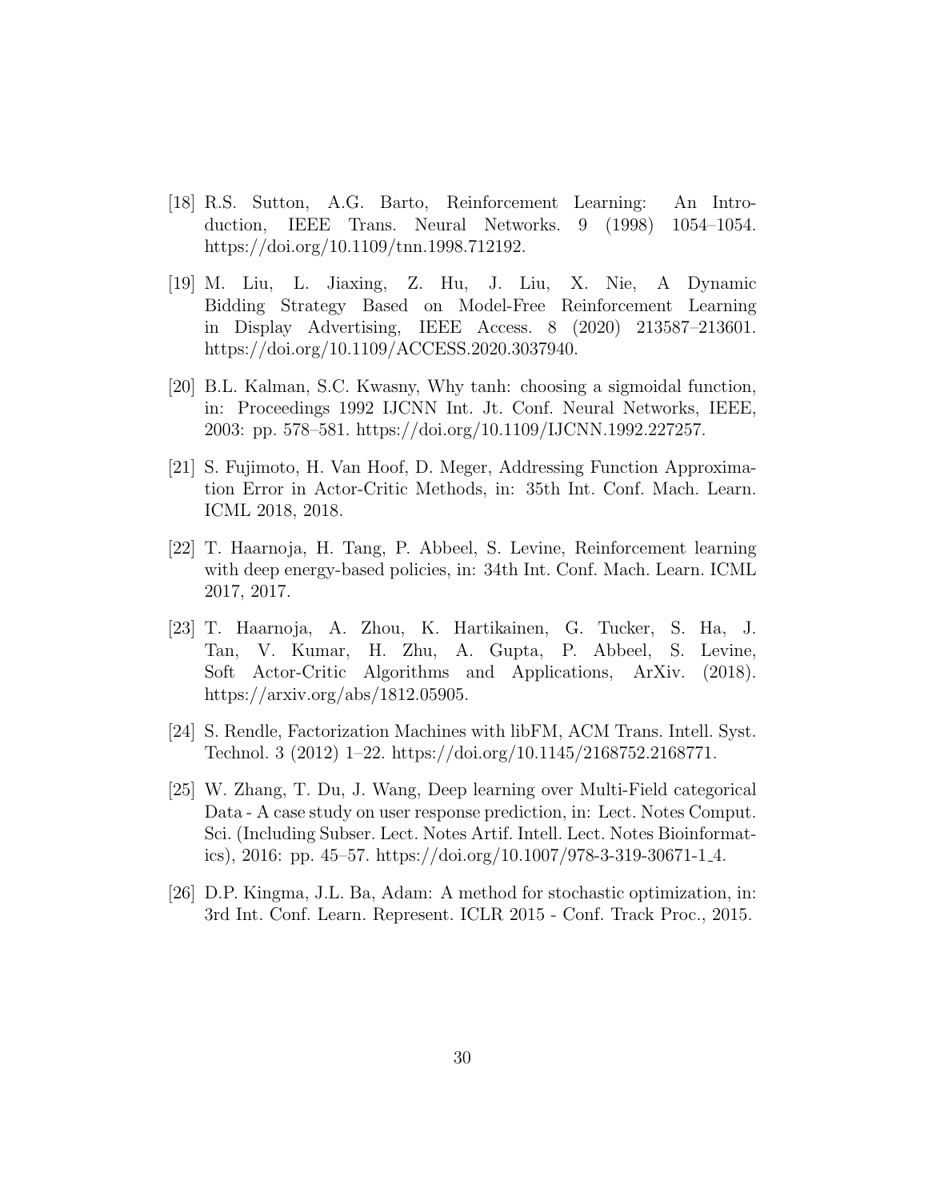[18] R.S. Sutton, A.G. Barto, Reinforcement Learning: An Introduction, IEEE Trans. Neural Networks. 9 (1998) 1054–1054. https://doi.org/10.1109/tnn.1998.712192.

[19] M. Liu, L. Jiaxing, Z. Hu, J. Liu, X. Nie, A Dynamic Bidding Strategy Based on Model-Free Reinforcement Learning in Display Advertising, IEEE Access. 8 (2020) 213587–213601. https://doi.org/10.1109/ACCESS.2020.3037940.

[20] B.L. Kalman, S.C. Kwasny, Why tanh: choosing a sigmoidal function, in: Proceedings 1992 IJCNN Int. Jt. Conf. Neural Networks, IEEE, 2003: pp. 578–581. https://doi.org/10.1109/IJCNN.1992.227257.

[21] S. Fujimoto, H. Van Hoof, D. Meger, Addressing Function Approximation Error in Actor-Critic Methods, in: 35th Int. Conf. Mach. Learn. ICML 2018, 2018.

[22] T. Haarnoja, H. Tang, P. Abbeel, S. Levine, Reinforcement learning with deep energy-based policies, in: 34th Int. Conf. Mach. Learn. ICML 2017, 2017.

[23] T. Haarnoja, A. Zhou, K. Hartikainen, G. Tucker, S. Ha, J. Tan, V. Kumar, H. Zhu, A. Gupta, P. Abbeel, S. Levine, Soft Actor-Critic Algorithms and Applications, ArXiv. (2018). https://arxiv.org/abs/1812.05905.

[24] S. Rendle, Factorization Machines with libFM, ACM Trans. Intell. Syst. Technol. 3 (2012) 1–22. https://doi.org/10.1145/2168752.2168771.

[25] W. Zhang, T. Du, J. Wang, Deep learning over Multi-Field categorical Data - A case study on user response prediction, in: Lect. Notes Comput. Sci. (Including Subser. Lect. Notes Artif. Intell. Lect. Notes Bioinformatics), 2016: pp. 45–57. https://doi.org/10.1007/978-3-319-30671-1_4.

[26] D.P. Kingma, J.L. Ba, Adam: A method for stochastic optimization, in: 3rd Int. Conf. Learn. Represent. ICLR 2015 - Conf. Track Proc., 2015.